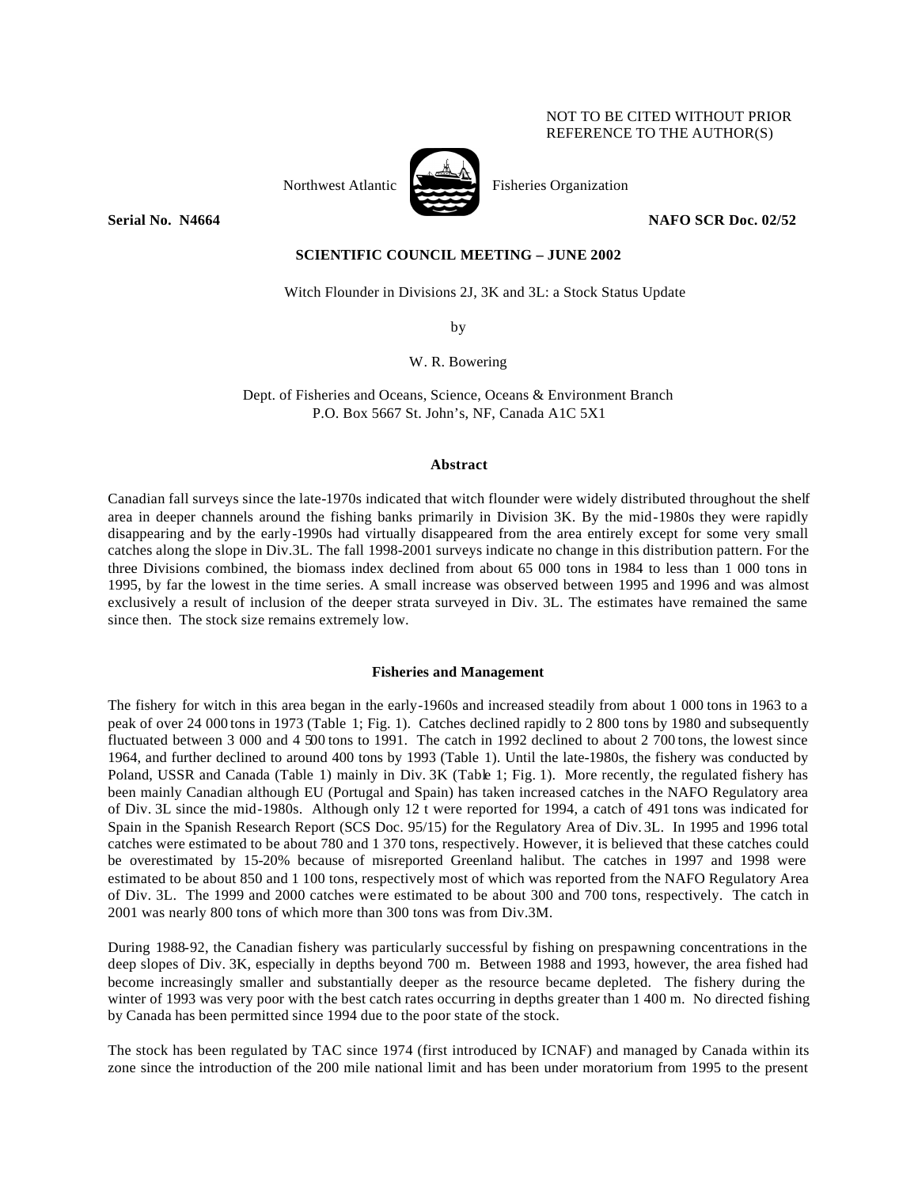NOT TO BE CITED WITHOUT PRIOR REFERENCE TO THE AUTHOR(S)

Northwest Atlantic Fisheries Organization

**Serial No. N4664** **NAFO SCR Doc. 02/52**

**SCIENTIFIC COUNCIL MEETING – JUNE 2002**

Witch Flounder in Divisions 2J, 3K and 3L: a Stock Status Update

by

W. R. Bowering

Dept. of Fisheries and Oceans, Science, Oceans & Environment Branch
P.O. Box 5667 St. John's, NF, Canada A1C 5X1

## Abstract

Canadian fall surveys since the late-1970s indicated that witch flounder were widely distributed throughout the shelf area in deeper channels around the fishing banks primarily in Division 3K. By the mid-1980s they were rapidly disappearing and by the early-1990s had virtually disappeared from the area entirely except for some very small catches along the slope in Div.3L. The fall 1998-2001 surveys indicate no change in this distribution pattern. For the three Divisions combined, the biomass index declined from about 65 000 tons in 1984 to less than 1 000 tons in 1995, by far the lowest in the time series. A small increase was observed between 1995 and 1996 and was almost exclusively a result of inclusion of the deeper strata surveyed in Div. 3L. The estimates have remained the same since then. The stock size remains extremely low.

## Fisheries and Management

The fishery for witch in this area began in the early-1960s and increased steadily from about 1 000 tons in 1963 to a peak of over 24 000 tons in 1973 (Table 1; Fig. 1). Catches declined rapidly to 2 800 tons by 1980 and subsequently fluctuated between 3 000 and 4 500 tons to 1991. The catch in 1992 declined to about 2 700 tons, the lowest since 1964, and further declined to around 400 tons by 1993 (Table 1). Until the late-1980s, the fishery was conducted by Poland, USSR and Canada (Table 1) mainly in Div. 3K (Table 1; Fig. 1). More recently, the regulated fishery has been mainly Canadian although EU (Portugal and Spain) has taken increased catches in the NAFO Regulatory area of Div. 3L since the mid-1980s. Although only 12 t were reported for 1994, a catch of 491 tons was indicated for Spain in the Spanish Research Report (SCS Doc. 95/15) for the Regulatory Area of Div. 3L. In 1995 and 1996 total catches were estimated to be about 780 and 1 370 tons, respectively. However, it is believed that these catches could be overestimated by 15-20% because of misreported Greenland halibut. The catches in 1997 and 1998 were estimated to be about 850 and 1 100 tons, respectively most of which was reported from the NAFO Regulatory Area of Div. 3L. The 1999 and 2000 catches were estimated to be about 300 and 700 tons, respectively. The catch in 2001 was nearly 800 tons of which more than 300 tons was from Div.3M.

During 1988-92, the Canadian fishery was particularly successful by fishing on prespawning concentrations in the deep slopes of Div. 3K, especially in depths beyond 700 m. Between 1988 and 1993, however, the area fished had become increasingly smaller and substantially deeper as the resource became depleted. The fishery during the winter of 1993 was very poor with the best catch rates occurring in depths greater than 1 400 m. No directed fishing by Canada has been permitted since 1994 due to the poor state of the stock.

The stock has been regulated by TAC since 1974 (first introduced by ICNAF) and managed by Canada within its zone since the introduction of the 200 mile national limit and has been under moratorium from 1995 to the present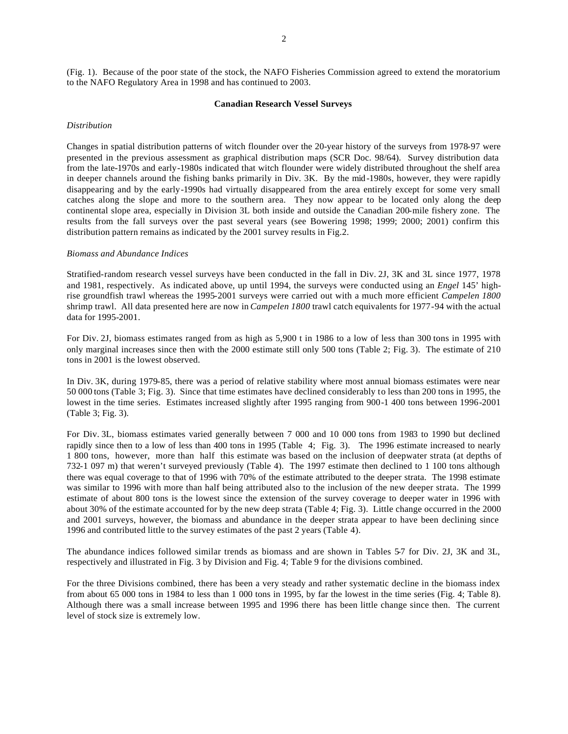(Fig. 1). Because of the poor state of the stock, the NAFO Fisheries Commission agreed to extend the moratorium to the NAFO Regulatory Area in 1998 and has continued to 2003.

## Canadian Research Vessel Surveys

### *Distribution*

Changes in spatial distribution patterns of witch flounder over the 20-year history of the surveys from 1978-97 were presented in the previous assessment as graphical distribution maps (SCR Doc. 98/64). Survey distribution data from the late-1970s and early-1980s indicated that witch flounder were widely distributed throughout the shelf area in deeper channels around the fishing banks primarily in Div. 3K. By the mid-1980s, however, they were rapidly disappearing and by the early-1990s had virtually disappeared from the area entirely except for some very small catches along the slope and more to the southern area. They now appear to be located only along the deep continental slope area, especially in Division 3L both inside and outside the Canadian 200-mile fishery zone. The results from the fall surveys over the past several years (see Bowering 1998; 1999; 2000; 2001) confirm this distribution pattern remains as indicated by the 2001 survey results in Fig.2.

### *Biomass and Abundance Indices*

Stratified-random research vessel surveys have been conducted in the fall in Div. 2J, 3K and 3L since 1977, 1978 and 1981, respectively. As indicated above, up until 1994, the surveys were conducted using an *Engel* 145' high-rise groundfish trawl whereas the 1995-2001 surveys were carried out with a much more efficient *Campelen 1800* shrimp trawl. All data presented here are now in *Campelen 1800* trawl catch equivalents for 1977-94 with the actual data for 1995-2001.

For Div. 2J, biomass estimates ranged from as high as 5,900 t in 1986 to a low of less than 300 tons in 1995 with only marginal increases since then with the 2000 estimate still only 500 tons (Table 2; Fig. 3). The estimate of 210 tons in 2001 is the lowest observed.

In Div. 3K, during 1979-85, there was a period of relative stability where most annual biomass estimates were near 50 000 tons (Table 3; Fig. 3). Since that time estimates have declined considerably to less than 200 tons in 1995, the lowest in the time series. Estimates increased slightly after 1995 ranging from 900-1 400 tons between 1996-2001 (Table 3; Fig. 3).

For Div. 3L, biomass estimates varied generally between 7 000 and 10 000 tons from 1983 to 1990 but declined rapidly since then to a low of less than 400 tons in 1995 (Table 4; Fig. 3). The 1996 estimate increased to nearly 1 800 tons, however, more than half this estimate was based on the inclusion of deepwater strata (at depths of 732-1 097 m) that weren't surveyed previously (Table 4). The 1997 estimate then declined to 1 100 tons although there was equal coverage to that of 1996 with 70% of the estimate attributed to the deeper strata. The 1998 estimate was similar to 1996 with more than half being attributed also to the inclusion of the new deeper strata. The 1999 estimate of about 800 tons is the lowest since the extension of the survey coverage to deeper water in 1996 with about 30% of the estimate accounted for by the new deep strata (Table 4; Fig. 3). Little change occurred in the 2000 and 2001 surveys, however, the biomass and abundance in the deeper strata appear to have been declining since 1996 and contributed little to the survey estimates of the past 2 years (Table 4).

The abundance indices followed similar trends as biomass and are shown in Tables 5-7 for Div. 2J, 3K and 3L, respectively and illustrated in Fig. 3 by Division and Fig. 4; Table 9 for the divisions combined.

For the three Divisions combined, there has been a very steady and rather systematic decline in the biomass index from about 65 000 tons in 1984 to less than 1 000 tons in 1995, by far the lowest in the time series (Fig. 4; Table 8). Although there was a small increase between 1995 and 1996 there has been little change since then. The current level of stock size is extremely low.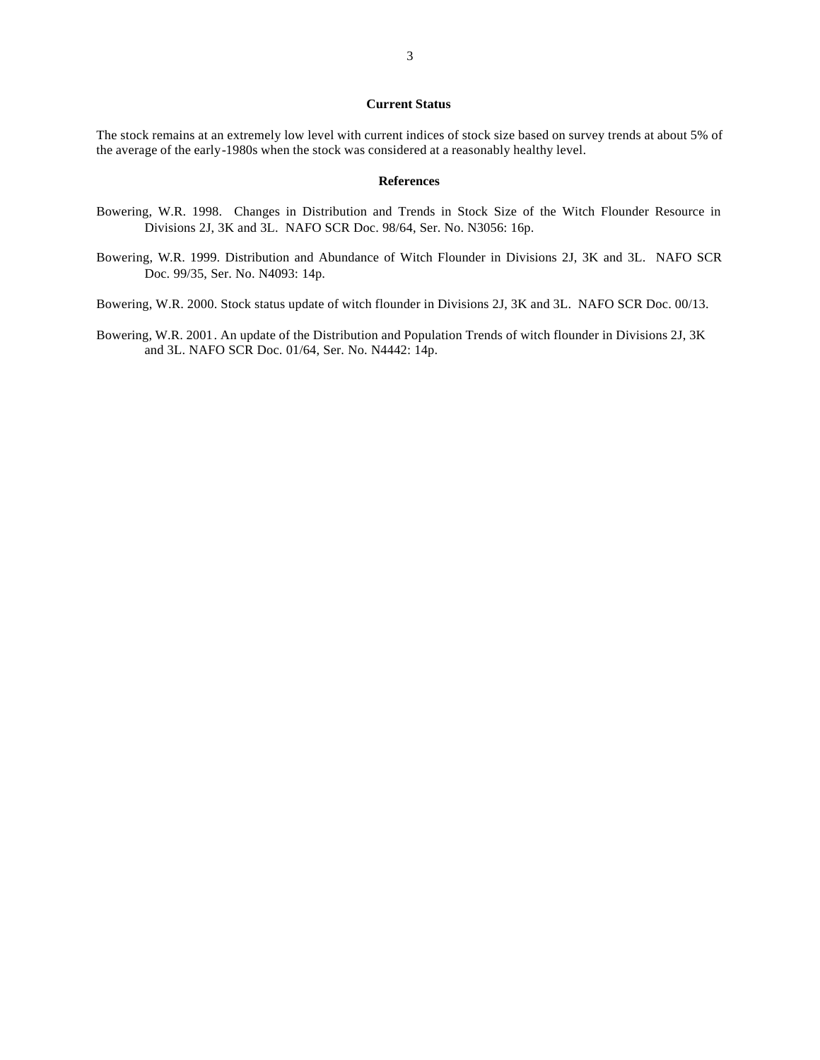## Current Status

The stock remains at an extremely low level with current indices of stock size based on survey trends at about 5% of the average of the early-1980s when the stock was considered at a reasonably healthy level.

## References

Bowering, W.R. 1998. Changes in Distribution and Trends in Stock Size of the Witch Flounder Resource in Divisions 2J, 3K and 3L. NAFO SCR Doc. 98/64, Ser. No. N3056: 16p.

Bowering, W.R. 1999. Distribution and Abundance of Witch Flounder in Divisions 2J, 3K and 3L. NAFO SCR Doc. 99/35, Ser. No. N4093: 14p.

Bowering, W.R. 2000. Stock status update of witch flounder in Divisions 2J, 3K and 3L. NAFO SCR Doc. 00/13.

Bowering, W.R. 2001. An update of the Distribution and Population Trends of witch flounder in Divisions 2J, 3K and 3L. NAFO SCR Doc. 01/64, Ser. No. N4442: 14p.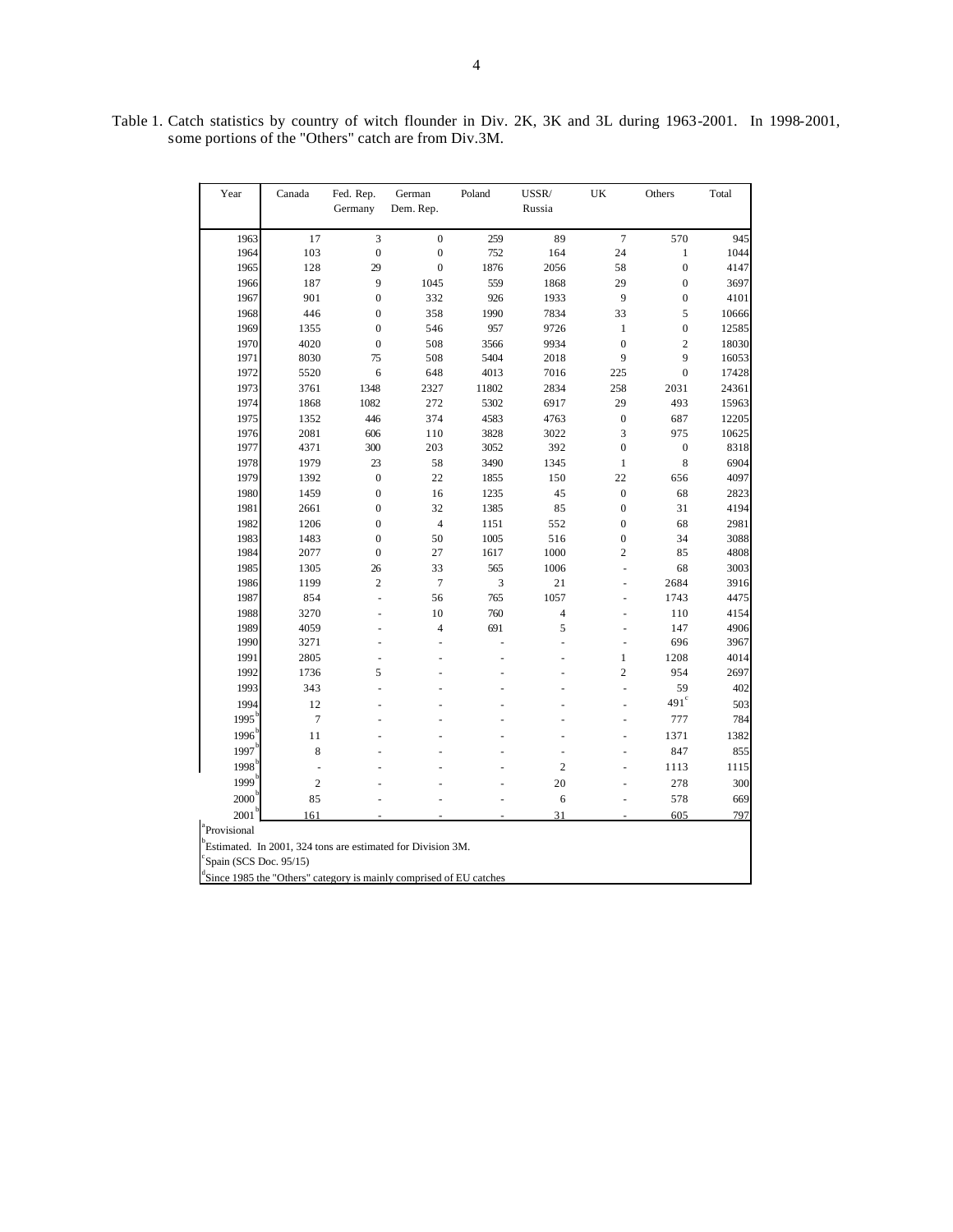Table 1. Catch statistics by country of witch flounder in Div. 2K, 3K and 3L during 1963-2001. In 1998-2001, some portions of the "Others" catch are from Div.3M.

| Year | Canada | Fed. Rep. Germany | German Dem. Rep. | Poland | USSR/ Russia | UK | Others | Total |
|---|---|---|---|---|---|---|---|---|
| 1963 | 17 | 3 | 0 | 259 | 89 | 7 | 570 | 945 |
| 1964 | 103 | 0 | 0 | 752 | 164 | 24 | 1 | 1044 |
| 1965 | 128 | 29 | 0 | 1876 | 2056 | 58 | 0 | 4147 |
| 1966 | 187 | 9 | 1045 | 559 | 1868 | 29 | 0 | 3697 |
| 1967 | 901 | 0 | 332 | 926 | 1933 | 9 | 0 | 4101 |
| 1968 | 446 | 0 | 358 | 1990 | 7834 | 33 | 5 | 10666 |
| 1969 | 1355 | 0 | 546 | 957 | 9726 | 1 | 0 | 12585 |
| 1970 | 4020 | 0 | 508 | 3566 | 9934 | 0 | 2 | 18030 |
| 1971 | 8030 | 75 | 508 | 5404 | 2018 | 9 | 9 | 16053 |
| 1972 | 5520 | 6 | 648 | 4013 | 7016 | 225 | 0 | 17428 |
| 1973 | 3761 | 1348 | 2327 | 11802 | 2834 | 258 | 2031 | 24361 |
| 1974 | 1868 | 1082 | 272 | 5302 | 6917 | 29 | 493 | 15963 |
| 1975 | 1352 | 446 | 374 | 4583 | 4763 | 0 | 687 | 12205 |
| 1976 | 2081 | 606 | 110 | 3828 | 3022 | 3 | 975 | 10625 |
| 1977 | 4371 | 300 | 203 | 3052 | 392 | 0 | 0 | 8318 |
| 1978 | 1979 | 23 | 58 | 3490 | 1345 | 1 | 8 | 6904 |
| 1979 | 1392 | 0 | 22 | 1855 | 150 | 22 | 656 | 4097 |
| 1980 | 1459 | 0 | 16 | 1235 | 45 | 0 | 68 | 2823 |
| 1981 | 2661 | 0 | 32 | 1385 | 85 | 0 | 31 | 4194 |
| 1982 | 1206 | 0 | 4 | 1151 | 552 | 0 | 68 | 2981 |
| 1983 | 1483 | 0 | 50 | 1005 | 516 | 0 | 34 | 3088 |
| 1984 | 2077 | 0 | 27 | 1617 | 1000 | 2 | 85 | 4808 |
| 1985 | 1305 | 26 | 33 | 565 | 1006 | - | 68 | 3003 |
| 1986 | 1199 | 2 | 7 | 3 | 21 | - | 2684 | 3916 |
| 1987 | 854 | - | 56 | 765 | 1057 | - | 1743 | 4475 |
| 1988 | 3270 | - | 10 | 760 | 4 | - | 110 | 4154 |
| 1989 | 4059 | - | 4 | 691 | 5 | - | 147 | 4906 |
| 1990 | 3271 | - | - | - | - | - | 696 | 3967 |
| 1991 | 2805 | - | - | - | - | 1 | 1208 | 4014 |
| 1992 | 1736 | 5 | - | - | - | 2 | 954 | 2697 |
| 1993 | 343 | - | - | - | - | - | 59 | 402 |
| 1994 | 12 | - | - | - | - | - | 491[c] | 503 |
| 1995[b] | 7 | - | - | - | - | - | 777 | 784 |
| 1996[b] | 11 | - | - | - | - | - | 1371 | 1382 |
| 1997[b] | 8 | - | - | - | - | - | 847 | 855 |
| 1998[b] | - | - | - | - | 2 | - | 1113 | 1115 |
| 1999[b] | 2 | - | - | - | 20 | - | 278 | 300 |
| 2000[b] | 85 | - | - | - | 6 | - | 578 | 669 |
| 2001[b] | 161 | - | - | - | 31 | - | 605 | 797 |

[a]Provisional

[b]Estimated. In 2001, 324 tons are estimated for Division 3M.

[c]Spain (SCS Doc. 95/15)

[d]Since 1985 the "Others" category is mainly comprised of EU catches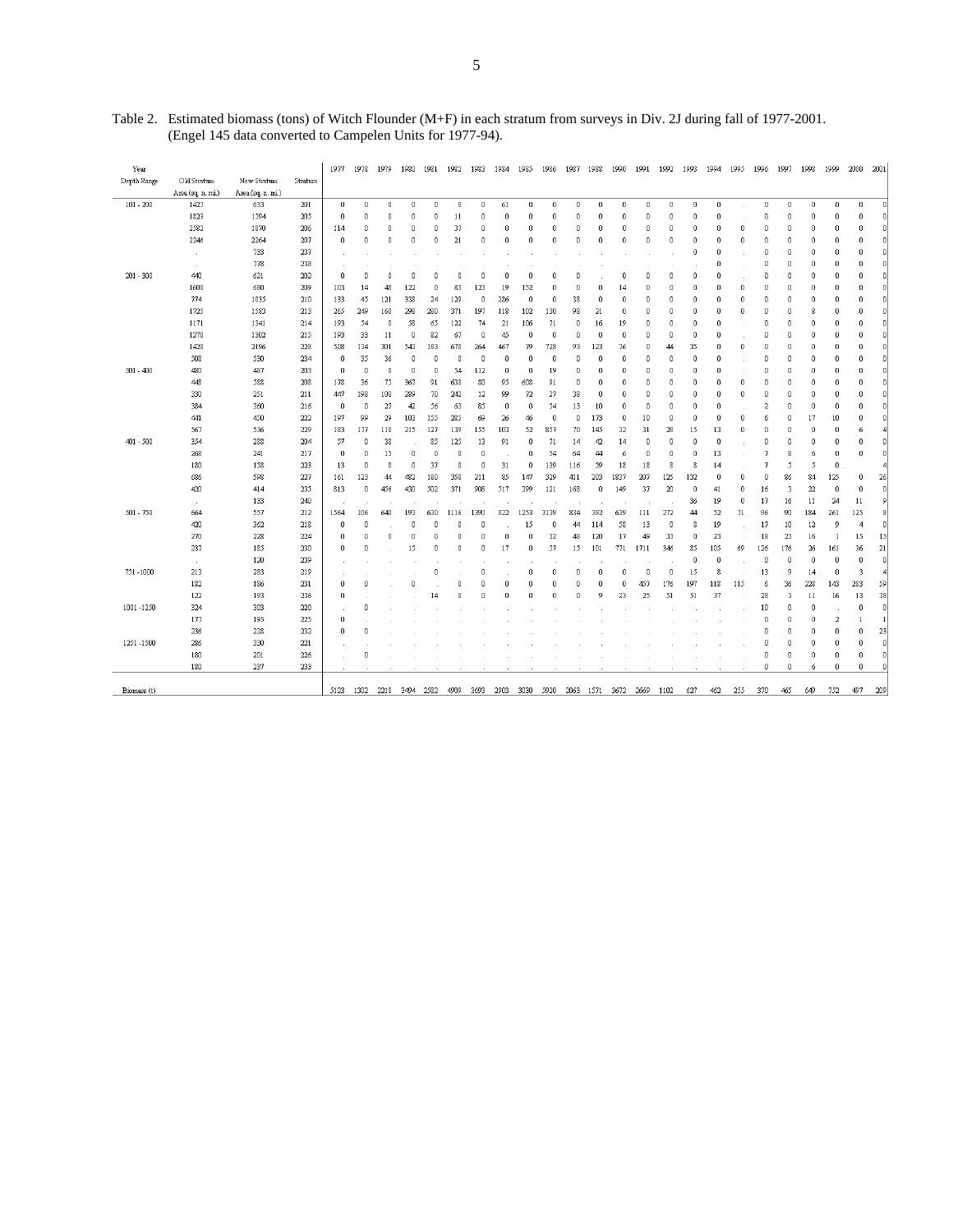Table 2. Estimated biomass (tons) of Witch Flounder (M+F) in each stratum from surveys in Div. 2J during fall of 1977-2001. (Engel 145 data converted to Campelen Units for 1977-94).

| Year<br>Depth Range | Old Stratum Area (sq. n. mi.) | New Stratum Area (sq. n. mi.) | Stratum | 1977 | 1978 | 1979 | 1980 | 1981 | 1982 | 1983 | 1984 | 1985 | 1986 | 1987 | 1988 | 1990 | 1991 | 1992 | 1993 | 1994 | 1995 | 1996 | 1997 | 1998 | 1999 | 2000 | 2001 |
|---|---|---|---|---|---|---|---|---|---|---|---|---|---|---|---|---|---|---|---|---|---|---|---|---|---|---|---|
| 101 - 200 | 1427 | 633 | 201 | 0 | 0 | 0 | 0 | 0 | 0 | 0 | 61 | 0 | 0 | 0 | 0 | 0 | 0 | 0 | 0 | 0 | . | 0 | 0 | 0 | 0 | 0 | 0 |
| | 1823 | 1594 | 205 | 0 | 0 | 0 | 0 | 0 | 11 | 0 | 0 | 0 | 0 | 0 | 0 | 0 | 0 | 0 | 0 | 0 | . | 0 | 0 | 0 | 0 | 0 | 0 |
| | 2582 | 1870 | 206 | 114 | 0 | 0 | 0 | 0 | 37 | 0 | 0 | 0 | 0 | 0 | 0 | 0 | 0 | 0 | 0 | 0 | 0 | 0 | 0 | 0 | 0 | 0 | 0 |
| | 2246 | 2264 | 207 | 0 | 0 | 0 | 0 | 0 | 21 | 0 | 0 | 0 | 0 | 0 | 0 | 0 | 0 | 0 | 0 | 0 | 0 | 0 | 0 | 0 | 0 | 0 | 0 |
| | . | 733 | 237 | . | . | . | . | . | . | . | . | . | . | . | . | . | . | . | 0 | 0 | . | 0 | 0 | 0 | 0 | 0 | 0 |
| | . | 778 | 238 | . | . | . | . | . | . | . | . | . | . | . | . | . | . | . | . | 0 | . | 0 | 0 | 0 | 0 | 0 | 0 |
| 201 - 300 | 440 | 621 | 202 | 0 | 0 | 0 | 0 | 0 | 0 | 0 | 0 | 0 | 0 | 0 | . | 0 | 0 | 0 | 0 | 0 | . | 0 | 0 | 0 | 0 | 0 | 0 |
| | 1608 | 680 | 209 | 103 | 14 | 48 | 122 | 0 | 83 | 123 | 19 | 152 | 0 | 0 | 0 | 14 | 0 | 0 | 0 | 0 | 0 | 0 | 0 | 0 | 0 | 0 | 0 |
| | 774 | 1035 | 210 | 133 | 45 | 121 | 338 | 24 | 129 | 0 | 286 | 0 | 0 | 38 | 0 | 0 | 0 | 0 | 0 | 0 | 0 | 0 | 0 | 0 | 0 | 0 | 0 |
| | 1725 | 1583 | 213 | 265 | 249 | 160 | 298 | 280 | 371 | 197 | 118 | 102 | 130 | 98 | 21 | 0 | 0 | 0 | 0 | 0 | 0 | 0 | 0 | 8 | 0 | 0 | 0 |
| | 1171 | 1341 | 214 | 193 | 54 | 0 | 58 | 65 | 122 | 74 | 21 | 106 | 71 | 0 | 16 | 19 | 0 | 0 | 0 | 0 | . | 0 | 0 | 0 | 0 | 0 | 0 |
| | 1270 | 1302 | 215 | 193 | 33 | 11 | 0 | 82 | 67 | 0 | 45 | 0 | 0 | 0 | 0 | 0 | 0 | 0 | 0 | 0 | . | 0 | 0 | 0 | 0 | 0 | 0 |
| | 1428 | 2196 | 228 | 508 | 134 | 301 | 543 | 183 | 678 | 264 | 467 | 79 | 728 | 93 | 123 | 76 | 0 | 44 | 35 | 0 | 0 | 0 | 0 | 0 | 0 | 0 | 0 |
| | 508 | 530 | 234 | 0 | 35 | 36 | 0 | 0 | 0 | 0 | 0 | 0 | 0 | 0 | 0 | 0 | 0 | 0 | 0 | 0 | . | 0 | 0 | 0 | 0 | 0 | 0 |
| 301 - 400 | 480 | 487 | 203 | 0 | 0 | 0 | 0 | 0 | 54 | 112 | 0 | 0 | 19 | 0 | 0 | 0 | 0 | 0 | 0 | 0 | . | 0 | 0 | 0 | 0 | 0 | 0 |
| | 448 | 588 | 208 | 178 | 36 | 75 | 367 | 91 | 638 | 80 | 95 | 608 | 91 | 0 | 0 | 0 | 0 | 0 | 0 | 0 | 0 | 0 | 0 | 0 | 0 | 0 | 0 |
| | 330 | 251 | 211 | 447 | 198 | 100 | 289 | 70 | 242 | 12 | 99 | 72 | 27 | 38 | 0 | 0 | 0 | 0 | 0 | 0 | 0 | 0 | 0 | 0 | 0 | 0 | 0 |
| | 384 | 360 | 216 | 0 | 0 | 27 | 42 | 56 | 63 | 85 | 0 | 0 | 54 | 13 | 10 | 0 | 0 | 0 | 0 | 0 | . | 2 | 0 | 0 | 0 | 0 | 0 |
| | 441 | 450 | 222 | 197 | 99 | 29 | 103 | 155 | 285 | 69 | 26 | 46 | 0 | 0 | 173 | 0 | 10 | 0 | 0 | 0 | 0 | 6 | 0 | 17 | 10 | 0 | 0 |
| | 567 | 536 | 229 | 183 | 177 | 118 | 215 | 127 | 139 | 155 | 103 | 52 | 857 | 70 | 145 | 32 | 31 | 28 | 15 | 13 | 0 | 0 | 0 | 0 | 0 | 6 | 4 |
| 401 - 500 | 354 | 288 | 204 | 57 | 0 | 38 | . | 85 | 125 | 13 | 91 | 0 | 71 | 14 | 42 | 14 | 0 | 0 | 0 | 0 | . | 0 | 0 | 0 | 0 | 0 | 0 |
| | 268 | 241 | 217 | 0 | 0 | 15 | 0 | 0 | 0 | 0 | . | 0 | 54 | 64 | 44 | 6 | 0 | 0 | 0 | 13 | . | 7 | 8 | 6 | 0 | 0 | 0 |
| | 180 | 158 | 223 | 13 | 0 | 0 | 0 | 37 | 0 | 0 | 31 | 0 | 139 | 116 | 59 | 18 | 18 | 8 | 8 | 14 | . | 7 | 5 | 5 | 0 | . | 4 |
| | 686 | 598 | 227 | 161 | 123 | 44 | 482 | 180 | 358 | 211 | 85 | 147 | 329 | 411 | 203 | 1837 | 207 | 125 | 132 | 0 | 0 | 0 | 86 | 84 | 125 | 0 | 26 |
| | 420 | 414 | 235 | 813 | 0 | 456 | 430 | 502 | 371 | 908 | 517 | 399 | 121 | 168 | 0 | 149 | 37 | 20 | 0 | 41 | 0 | 16 | 3 | 22 | 0 | 0 | 0 |
| | . | 133 | 240 | . | . | . | . | . | . | . | . | . | . | . | . | . | . | . | 36 | 19 | 0 | 17 | 16 | 11 | 24 | 11 | 9 |
| 501 - 750 | 664 | 557 | 212 | 1564 | 106 | 640 | 193 | 630 | 1116 | 1390 | 822 | 1253 | 3139 | 834 | 392 | 639 | 111 | 272 | 44 | 52 | 71 | 96 | 90 | 184 | 261 | 125 | 8 |
| | 420 | 362 | 218 | 0 | 0 | . | 0 | 0 | 0 | 0 | . | 15 | 0 | 44 | 114 | 58 | 13 | 0 | 8 | 19 | . | 17 | 10 | 12 | 9 | 4 | 0 |
| | 270 | 228 | 224 | 0 | 0 | 0 | 0 | 0 | 0 | 0 | 0 | 0 | 32 | 48 | 120 | 17 | 49 | 33 | 0 | 23 | . | 18 | 23 | 16 | 1 | 15 | 13 |
| | 237 | 185 | 230 | 0 | 0 | . | 15 | 0 | 0 | 0 | 17 | 0 | 57 | 15 | 101 | 771 | 1711 | 346 | 85 | 105 | 69 | 126 | 176 | 26 | 161 | 36 | 21 |
| | . | 120 | 239 | . | . | . | . | . | . | . | . | . | . | . | . | . | . | . | 0 | 0 | . | 0 | 0 | 0 | 0 | 0 | 0 |
| 751 - 1000 | 213 | 283 | 219 | . | . | . | . | 0 | . | 0 | . | 0 | 0 | 0 | 0 | 0 | 0 | 0 | 15 | 8 | . | 13 | 9 | 14 | 0 | 3 | 4 |
| | 182 | 186 | 231 | 0 | 0 | . | 0 | . | 0 | 0 | 0 | 0 | 0 | 0 | 0 | 0 | 457 | 176 | 197 | 118 | 115 | 6 | 36 | 228 | 143 | 283 | 59 |
| | 122 | 193 | 236 | 0 | . | . | . | 14 | 0 | 0 | 0 | 0 | 0 | 0 | 9 | 23 | 25 | 51 | 51 | 37 | . | 28 | 3 | 11 | 16 | 13 | 38 |
| 1001 - 1250 | 324 | 303 | 220 | . | 0 | . | . | . | . | . | . | . | . | . | . | . | . | . | . | . | . | 10 | 0 | 0 | . | 0 | 0 |
| | 177 | 195 | 225 | 0 | . | . | . | . | . | . | . | . | . | . | . | . | . | . | . | . | . | 0 | 0 | 0 | 2 | 1 | 1 |
| | 286 | 228 | 232 | 0 | 0 | . | . | . | . | . | . | . | . | . | . | . | . | . | . | . | . | 0 | 0 | 0 | 0 | 0 | 23 |
| 1251 - 1500 | 286 | 330 | 221 | . | . | . | . | . | . | . | . | . | . | . | . | . | . | . | . | . | . | 0 | 0 | 0 | 0 | 0 | 0 |
| | 180 | 201 | 226 | . | 0 | . | . | . | . | . | . | . | . | . | . | . | . | . | . | . | . | 0 | 0 | 0 | 0 | 0 | 0 |
| | 180 | 237 | 233 | . | . | . | . | . | . | . | . | . | . | . | . | . | . | . | . | . | . | 0 | 0 | 6 | 0 | 0 | 0 |
| Biomass (t) | | | | 5123 | 1302 | 2218 | 3494 | 2582 | 4909 | 3693 | 2903 | 3030 | 5920 | 2063 | 1571 | 3672 | 2669 | 1102 | 627 | 462 | 255 | 370 | 465 | 649 | 752 | 497 | 209 |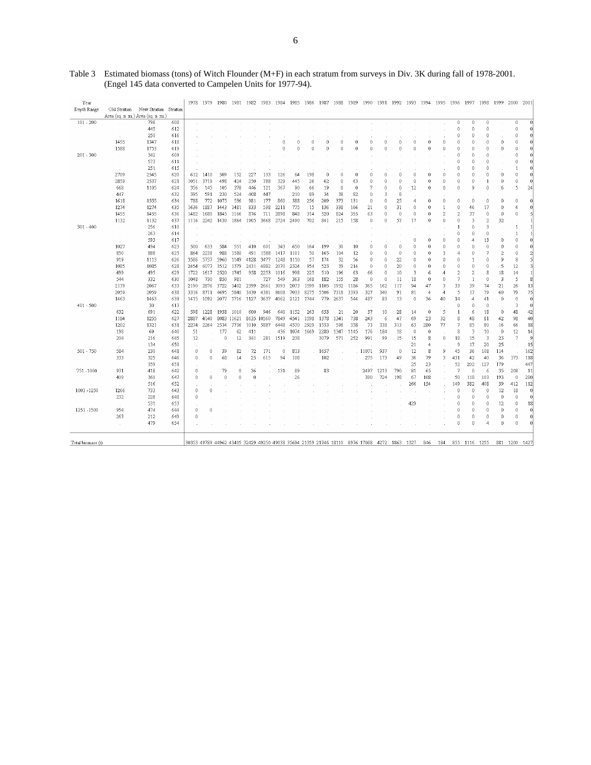Table 3 Estimated biomass (tons) of Witch Flounder (M+F) in each stratum from surveys in Div. 3K during fall of 1978-2001. (Engel 145 data converted to Campelen Units for 1977-94).

| Depth Range | Old Stratum Area (sq. n. mi.) | New Stratum Area (sq. n. mi.) | Stratum | 1978 | 1979 | 1980 | 1981 | 1982 | 1983 | 1984 | 1985 | 1986 | 1987 | 1988 | 1989 | 1990 | 1991 | 1992 | 1993 | 1994 | 1995 | 1996 | 1997 | 1998 | 1999 | 2000 | 2001 |
|---|---|---|---|---|---|---|---|---|---|---|---|---|---|---|---|---|---|---|---|---|---|---|---|---|---|---|---|
| 101 - 200 | . | 798 | 608 | . | . | . | . | . | . | . | . | . | . | . | . | . | . | . | . | . | . | 0 | 0 | 0 | . | 0 | 0 |
| | . | 445 | 612 | . | . | . | . | . | . | . | . | . | . | . | . | . | . | . | . | . | . | 0 | 0 | 0 | . | 0 | 0 |
| | . | 250 | 616 | . | . | . | . | . | . | . | . | . | . | . | . | . | . | . | . | . | . | 0 | 0 | 0 | . | 0 | 0 |
| | 1455 | 1347 | 618 | . | . | . | . | . | . | 0 | 0 | 0 | 0 | 0 | 0 | 0 | 0 | 0 | 0 | 0 | 0 | 0 | 0 | 0 | 0 | 0 | 0 |
| | 1588 | 1753 | 619 | . | . | . | . | . | . | 0 | 0 | 0 | 0 | 0 | 0 | 0 | 0 | 0 | 0 | 0 | 0 | 0 | 0 | 0 | 0 | 0 | 0 |
| 201 - 300 | . | 342 | 609 | . | . | . | . | . | . | . | . | . | . | . | . | . | . | . | . | . | . | 0 | 0 | 0 | . | 0 | 0 |
| | . | 573 | 611 | . | . | . | . | . | . | . | . | . | . | . | . | . | . | . | . | . | . | 0 | 0 | 0 | . | 0 | 0 |
| | . | 251 | 615 | . | . | . | . | . | . | . | . | . | . | . | . | . | . | . | . | . | . | 0 | 0 | 0 | . | 1 | 0 |
| | 2709 | 2545 | 620 | 612 | 1410 | 509 | 152 | 227 | 133 | 126 | 64 | 198 | 0 | 0 | 0 | 0 | 0 | 0 | 0 | 0 | 0 | 0 | 0 | 0 | 0 | 0 | 0 |
| | 2859 | 2537 | 621 | 1051 | 3719 | 498 | 424 | 250 | 788 | 329 | 445 | 26 | 62 | 0 | 63 | 0 | 0 | 0 | 0 | 0 | 0 | 0 | 0 | 1 | 0 | 0 | 0 |
| | 668 | 1105 | 624 | 356 | 145 | 105 | 378 | 446 | 121 | 367 | 90 | 66 | 19 | 0 | 0 | 7 | 0 | 0 | 12 | 0 | 0 | 0 | 9 | 0 | 6 | 5 | 24 |
| | 447 | | 632 | 395 | 591 | 230 | 524 | 408 | 447 | . | 210 | 89 | 34 | 38 | 82 | 0 | 3 | 8 | . | . | . | . | . | . | . | . | . |
| | 1618 | 1555 | 634 | 788 | 772 | 1075 | 536 | 981 | 177 | 860 | 388 | 256 | 209 | 373 | 131 | 0 | 0 | 25 | 4 | 0 | 0 | 0 | 0 | 0 | 0 | 0 | 0 |
| | 1274 | 1274 | 635 | 1636 | 1887 | 1443 | 1481 | 833 | 538 | 2211 | 775 | 15 | 136 | 338 | 166 | 21 | 0 | 31 | 0 | 0 | 1 | 0 | 46 | 17 | 0 | 6 | 0 |
| | 1455 | 1455 | 636 | 1482 | 1680 | 1845 | 1166 | 876 | 711 | 2898 | 848 | 314 | 520 | 824 | 355 | 63 | 0 | 0 | 0 | 0 | 2 | 2 | 37 | 0 | 0 | 0 | 5 |
| | 1132 | 1132 | 637 | 1116 | 2242 | 1430 | 1864 | 1905 | 3668 | 2724 | 2490 | 702 | 841 | 215 | 158 | 0 | 0 | 57 | 17 | 0 | 0 | 0 | 3 | 2 | 32 | . | 1 |
| 301 - 400 | . | 256 | 610 | . | . | . | . | . | . | . | . | . | . | . | . | . | . | . | . | . | . | 1 | 0 | 3 | . | 1 | 1 |
| | . | 263 | 614 | . | . | . | . | . | . | . | . | . | . | . | . | . | . | . | . | . | . | 0 | 0 | 0 | . | 1 | 1 |
| | . | 593 | 617 | . | . | . | . | . | . | . | . | . | . | . | . | . | . | . | 0 | 0 | 0 | 0 | 4 | 13 | 0 | 0 | 0 |
| | 1027 | 494 | 623 | 500 | 633 | 584 | 551 | 410 | 601 | 343 | 650 | 164 | 199 | 30 | 10 | 0 | 0 | 0 | 0 | 0 | 0 | 0 | 0 | 0 | 0 | 0 | 0 |
| | 850 | 888 | 625 | 864 | 2238 | 988 | 1580 | 491 | 1588 | 1417 | 1101 | 50 | 165 | 104 | 12 | 0 | 0 | 0 | 0 | 0 | 3 | 4 | 0 | 7 | 2 | 0 | 2 |
| | 919 | 1113 | 626 | 3586 | 5737 | 5960 | 1149 | 4128 | 3477 | 1248 | 1110 | 57 | 174 | 32 | 56 | 0 | 0 | 22 | 0 | 0 | 0 | 0 | 1 | 0 | 9 | 8 | 5 |
| | 1085 | 1085 | 628 | 2454 | 6077 | 3512 | 1379 | 2431 | 4882 | 2070 | 2324 | 954 | 523 | 39 | 214 | 0 | 0 | 20 | 0 | 0 | 0 | 0 | 0 | 0 | 5 | 12 | 3 |
| | 499 | 495 | 629 | 1722 | 1617 | 2520 | 1745 | 958 | 2253 | 1016 | 998 | 225 | 510 | 196 | 63 | 66 | 0 | 10 | 3 | 6 | 4 | 2 | 2 | 8 | 18 | 14 | 1 |
| | 544 | 332 | 630 | 1048 | 730 | 850 | 981 | . | 727 | 549 | 363 | 168 | 182 | 155 | 28 | 0 | 0 | 11 | 18 | 0 | 0 | 7 | 1 | 0 | 3 | 5 | 8 |
| | 2179 | 2067 | 633 | 2190 | 2876 | 3722 | 1402 | 2399 | 2661 | 3093 | 2073 | 1599 | 1105 | 1932 | 1186 | 365 | 162 | 117 | 94 | 47 | 3 | 33 | 39 | 74 | 21 | 26 | 13 |
| | 2059 | 2059 | 638 | 3316 | 8711 | 4695 | 5840 | 3430 | 4381 | 8608 | 7033 | 8275 | 5506 | 7318 | 3393 | 327 | 340 | 91 | 81 | 4 | 4 | 5 | 17 | 79 | 60 | 79 | 75 |
| | 1463 | 1463 | 639 | 1415 | 1092 | 2077 | 1716 | 1127 | 3637 | 4062 | 2121 | 1744 | 779 | 2637 | 544 | 487 | 83 | 13 | 0 | 36 | 40 | 14 | 4 | 41 | 0 | 0 | 0 |
| 401 - 500 | . | 30 | 613 | . | . | . | . | . | . | . | . | . | . | . | . | . | . | . | . | . | . | 0 | 0 | 0 | . | 3 | 0 |
| | 632 | 691 | 622 | 598 | 1228 | 1938 | 1010 | 600 | 946 | 640 | 1152 | 263 | 653 | 21 | 20 | 37 | 10 | 28 | 14 | 0 | 5 | 1 | 6 | 18 | 0 | 48 | 42 |
| | 1184 | 1255 | 627 | 2887 | 4140 | 8083 | 11621 | 8635 | 10560 | 7849 | 4541 | 1598 | 1378 | 1341 | 738 | 243 | 6 | 47 | 69 | 23 | 32 | 8 | 48 | 81 | 42 | 98 | 40 |
| | 1202 | 1321 | 631 | 2274 | 2264 | 2534 | 7736 | 1010 | 5887 | 6448 | 4570 | 2929 | 1553 | 598 | 358 | 73 | 338 | 313 | 63 | 280 | 77 | 7 | 85 | 80 | 16 | 66 | 18 |
| | 198 | 69 | 640 | 51 | . | 177 | 62 | 411 | . | 436 | 1074 | 1669 | 2280 | 1347 | 1145 | 176 | 184 | 18 | 0 | 0 | . | 8 | 3 | 10 | 0 | 12 | 14 |
| | 204 | 216 | 645 | 12 | . | 0 | 12 | 341 | 281 | 1519 | 238 | . | 3079 | 571 | 252 | 991 | 99 | 15 | 15 | 8 | 0 | 18 | 15 | 3 | 23 | 7 | 9 |
| | . | 134 | 650 | . | . | . | . | . | . | . | . | . | . | . | . | . | . | . | 21 | 4 | . | 9 | 17 | 20 | 25 | . | 15 |
| 501 - 750 | 584 | 230 | 641 | 0 | 0 | 39 | 82 | 72 | 171 | 0 | 813 | . | 1657 | . | . | 11071 | 937 | 0 | 12 | 8 | 9 | 45 | 36 | 108 | 114 | . | 162 |
| | 333 | 325 | 646 | 0 | 0 | 68 | 14 | 25 | 615 | 94 | 108 | . | 102 | . | . | 275 | 173 | 49 | 36 | 79 | 3 | 431 | 42 | 40 | 36 | 173 | 118 |
| | . | 359 | 651 | . | . | . | . | . | . | . | . | . | . | . | . | . | . | . | 25 | 23 | . | 52 | 202 | 127 | 179 | . | 447 |
| 751 -1000 | 931 | 418 | 642 | 0 | . | 79 | 0 | 36 | . | 131 | 89 | . | 83 | . | . | 2497 | 1213 | 790 | 81 | 65 | . | 7 | 0 | 6 | 35 | 208 | 11 |
| | 409 | 360 | 647 | 0 | 0 | 0 | 0 | 0 | . | . | 26 | . | . | . | . | 390 | 724 | 198 | 67 | 108 | . | 50 | 118 | 103 | 193 | 0 | 280 |
| | . | 516 | 652 | . | . | . | . | . | . | . | . | . | . | . | . | . | . | . | 266 | 154 | . | 149 | 382 | 408 | 39 | 412 | 112 |
| 1001 -1250 | 1266 | 733 | 643 | 0 | 0 | . | . | . | . | . | . | . | . | . | . | . | . | . | . | . | . | 0 | 0 | 0 | 12 | 18 | 0 |
| | 232 | 228 | 648 | 0 | . | . | . | . | . | . | . | . | . | . | . | . | . | . | . | . | . | 0 | 0 | 0 | 0 | 0 | 0 |
| | . | 531 | 653 | . | . | . | . | . | . | . | . | . | . | . | . | . | . | . | 429 | . | . | 0 | 0 | 0 | 12 | 0 | 18 |
| 1251 -1500 | 954 | 474 | 644 | 0 | 0 | . | . | . | . | . | . | . | . | . | . | . | . | . | . | . | . | 0 | 0 | 0 | 0 | 0 | 0 |
| | 263 | 212 | 649 | 0 | . | . | . | . | . | . | . | . | . | . | . | . | . | . | . | . | . | 0 | 0 | 0 | 0 | 0 | 0 |
| | . | 479 | 654 | . | . | . | . | . | . | . | . | . | . | . | . | . | . | . | . | . | . | 0 | 0 | 4 | 0 | 0 | 0 |
| Total biomass (t) | | | | 30353 | 49789 | 44962 | 43405 | 32429 | 49250 | 49038 | 35694 | 21359 | 21746 | 18110 | 8976 | 17088 | 4272 | 1863 | 1327 | 846 | 184 | 855 | 1116 | 1255 | 881 | 1200 | 1427 |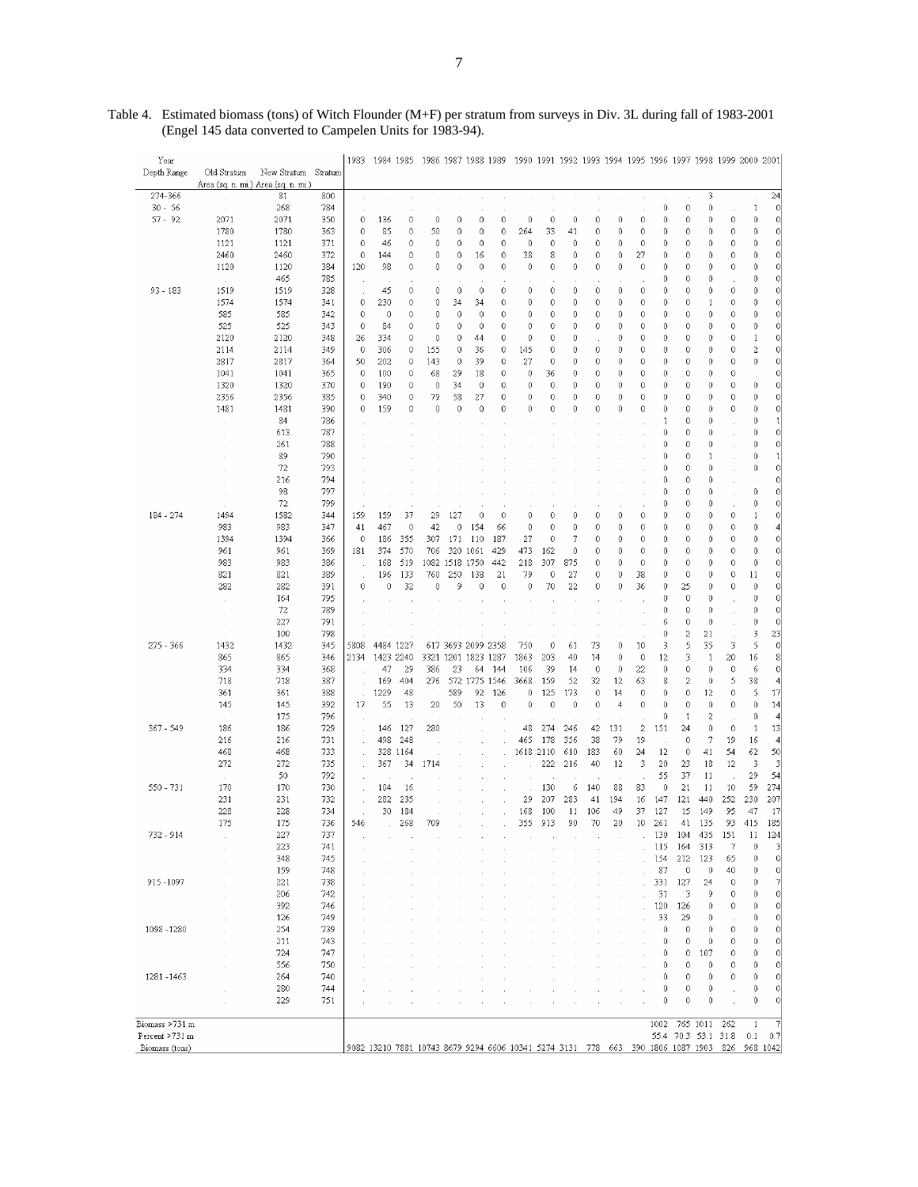Table 4. Estimated biomass (tons) of Witch Flounder (M+F) per stratum from surveys in Div. 3L during fall of 1983-2001 (Engel 145 data converted to Campelen Units for 1983-94).

| Year<br>Depth Range | Old Stratum<br>Area (sq. n. mi.) | New Stratum<br>Area (sq. n. mi.) | Stratum | 1983 | 1984 | 1985 | 1986 | 1987 | 1988 | 1989 | 1990 | 1991 | 1992 | 1993 | 1994 | 1995 | 1996 | 1997 | 1998 | 1999 | 2000 | 2001 |
|---|---|---|---|---|---|---|---|---|---|---|---|---|---|---|---|---|---|---|---|---|---|---|
| 274-366 | . | 81 | 800 | . | . | . | . | . | . | . | . | . | . | . | . | . | . | . | 3 | . | . | 24 |
| 30 - 56 | . | 268 | 784 | . | . | . | . | . | . | . | . | . | . | . | . | . | 0 | 0 | 0 | . | 1 | 0 |
| 57 - 92 | 2071 | 2071 | 350 | 0 | 136 | 0 | 0 | 0 | 0 | 0 | 0 | 0 | 0 | 0 | 0 | 0 | 0 | 0 | 0 | 0 | 0 | 0 |
| | 1780 | 1780 | 363 | 0 | 85 | 0 | 50 | 0 | 0 | 0 | 264 | 33 | 41 | 0 | 0 | 0 | 0 | 0 | 0 | 0 | 0 | 0 |
| | 1121 | 1121 | 371 | 0 | 46 | 0 | 0 | 0 | 0 | 0 | 0 | 0 | 0 | 0 | 0 | 0 | 0 | 0 | 0 | 0 | 0 | 0 |
| | 2460 | 2460 | 372 | 0 | 144 | 0 | 0 | 0 | 16 | 0 | 38 | 8 | 0 | 0 | 0 | 27 | 0 | 0 | 0 | 0 | 0 | 0 |
| | 1120 | 1120 | 384 | 120 | 98 | 0 | 0 | 0 | 0 | 0 | 0 | 0 | 0 | 0 | 0 | 0 | 0 | 0 | 0 | 0 | 0 | 0 |
| | . | 465 | 785 | . | . | . | . | . | . | . | . | . | . | . | . | . | 0 | 0 | 0 | . | 0 | 0 |
| 93 - 183 | 1519 | 1519 | 328 | . | 45 | 0 | 0 | 0 | 0 | 0 | 0 | 0 | 0 | 0 | 0 | 0 | 0 | 0 | 0 | 0 | 0 | 0 |
| | 1574 | 1574 | 341 | 0 | 230 | 0 | 0 | 34 | 34 | 0 | 0 | 0 | 0 | 0 | 0 | 0 | 0 | 0 | 1 | 0 | 0 | 0 |
| | 585 | 585 | 342 | 0 | 0 | 0 | 0 | 0 | 0 | 0 | 0 | 0 | 0 | 0 | 0 | 0 | 0 | 0 | 0 | 0 | 0 | 0 |
| | 525 | 525 | 343 | 0 | 84 | 0 | 0 | 0 | 0 | 0 | 0 | 0 | 0 | 0 | 0 | 0 | 0 | 0 | 0 | 0 | 0 | 0 |
| | 2120 | 2120 | 348 | 26 | 334 | 0 | 0 | 0 | 44 | 0 | 0 | 0 | 0 | . | 0 | 0 | 0 | 0 | 0 | 0 | 1 | 0 |
| | 2114 | 2114 | 349 | 0 | 306 | 0 | 155 | 0 | 36 | 0 | 145 | 0 | 0 | 0 | 0 | 0 | 0 | 0 | 0 | 0 | 2 | 0 |
| | 2817 | 2817 | 364 | 50 | 202 | 0 | 143 | 0 | 39 | 0 | 27 | 0 | 0 | 0 | 0 | 0 | 0 | 0 | 0 | 0 | 0 | 0 |
| | 1041 | 1041 | 365 | 0 | 100 | 0 | 68 | 29 | 18 | 0 | 0 | 36 | 0 | 0 | 0 | 0 | 0 | 0 | 0 | 0 | . | 0 |
| | 1320 | 1320 | 370 | 0 | 190 | 0 | 0 | 34 | 0 | 0 | 0 | 0 | 0 | 0 | 0 | 0 | 0 | 0 | 0 | 0 | 0 | 0 |
| | 2356 | 2356 | 385 | 0 | 340 | 0 | 79 | 58 | 27 | 0 | 0 | 0 | 0 | 0 | 0 | 0 | 0 | 0 | 0 | 0 | 0 | 0 |
| | 1481 | 1481 | 390 | 0 | 159 | 0 | 0 | 0 | 0 | 0 | 0 | 0 | 0 | 0 | 0 | 0 | 0 | 0 | 0 | 0 | 0 | 0 |
| | . | 84 | 786 | . | . | . | . | . | . | . | . | . | . | . | . | . | 1 | 0 | 0 | . | 0 | 1 |
| | . | 613 | 787 | . | . | . | . | . | . | . | . | . | . | . | . | . | 0 | 0 | 0 | . | 0 | 0 |
| | . | 261 | 788 | . | . | . | . | . | . | . | . | . | . | . | . | . | 0 | 0 | 0 | . | 0 | 0 |
| | . | 89 | 790 | . | . | . | . | . | . | . | . | . | . | . | . | . | 0 | 0 | 1 | . | 0 | 1 |
| | . | 72 | 793 | . | . | . | . | . | . | . | . | . | . | . | . | . | 0 | 0 | 0 | . | 0 | 0 |
| | . | 216 | 794 | . | . | . | . | . | . | . | . | . | . | . | . | . | 0 | 0 | 0 | . | . | 0 |
| | . | 98 | 797 | . | . | . | . | . | . | . | . | . | . | . | . | . | 0 | 0 | 0 | . | 0 | 0 |
| | . | 72 | 799 | . | . | . | . | . | . | . | . | . | . | . | . | . | 0 | 0 | 0 | . | 0 | 0 |
| 184 - 274 | 1494 | 1582 | 344 | 159 | 159 | 37 | 29 | 127 | 0 | 0 | 0 | 0 | 0 | 0 | 0 | 0 | 0 | 0 | 0 | 0 | 1 | 0 |
| | 983 | 983 | 347 | 41 | 467 | 0 | 42 | 0 | 154 | 66 | 0 | 0 | 0 | 0 | 0 | 0 | 0 | 0 | 0 | 0 | 0 | 4 |
| | 1394 | 1394 | 366 | 0 | 186 | 355 | 307 | 171 | 110 | 187 | 27 | 0 | 7 | 0 | 0 | 0 | 0 | 0 | 0 | 0 | 0 | 0 |
| | 961 | 961 | 369 | 181 | 374 | 570 | 706 | 320 | 1061 | 429 | 473 | 162 | 0 | 0 | 0 | 0 | 0 | 0 | 0 | 0 | 0 | 0 |
| | 983 | 983 | 386 | . | 168 | 519 | 1082 | 1518 | 1750 | 442 | 218 | 307 | 875 | 0 | 0 | 0 | 0 | 0 | 0 | 0 | 0 | 0 |
| | 821 | 821 | 389 | . | 196 | 133 | 760 | 250 | 138 | 21 | 79 | 0 | 27 | 0 | 0 | 38 | 0 | 0 | 0 | 0 | 11 | 0 |
| | 282 | 282 | 391 | 0 | 0 | 32 | 0 | 9 | 0 | 0 | 0 | 70 | 22 | 0 | 0 | 36 | 0 | 25 | 0 | 0 | 0 | 0 |
| | . | 164 | 795 | . | . | . | . | . | . | . | . | . | . | . | . | . | 0 | 0 | 0 | . | 0 | 0 |
| | . | 72 | 789 | . | . | . | . | . | . | . | . | . | . | . | . | . | 0 | 0 | 0 | . | 0 | 0 |
| | . | 227 | 791 | . | . | . | . | . | . | . | . | . | . | . | . | . | 6 | 0 | 0 | . | 0 | 0 |
| | . | 100 | 798 | . | . | . | . | . | . | . | . | . | . | . | . | . | 0 | 2 | 21 | . | 3 | 23 |
| 275 - 366 | 1432 | 1432 | 345 | 5808 | 4484 | 1227 | 617 | 3693 | 2099 | 2358 | 750 | 0 | 61 | 73 | 0 | 10 | 3 | 5 | 35 | 3 | 5 | 0 |
| | 865 | 865 | 346 | 2134 | 1423 | 2240 | 3321 | 1201 | 1823 | 1287 | 1863 | 203 | 40 | 14 | 0 | 0 | 12 | 3 | 1 | 20 | 16 | 8 |
| | 334 | 334 | 368 | . | 47 | 29 | 386 | 23 | 64 | 144 | 106 | 39 | 14 | 0 | 0 | 22 | 0 | 0 | 0 | 0 | 6 | 0 |
| | 718 | 718 | 387 | . | 169 | 404 | 276 | 572 | 1775 | 1546 | 3668 | 159 | 52 | 32 | 12 | 63 | 8 | 2 | 0 | 5 | 38 | 4 |
| | 361 | 361 | 388 | . | 1229 | 48 | . | 589 | 92 | 126 | 0 | 125 | 173 | 0 | 14 | 0 | 0 | 0 | 12 | 0 | 5 | 17 |
| | 145 | 145 | 392 | 17 | 55 | 13 | 20 | 50 | 13 | 0 | 0 | 0 | 0 | 0 | 4 | 0 | 0 | 0 | 0 | 0 | 0 | 14 |
| | . | 175 | 796 | . | . | . | . | . | . | . | . | . | . | . | . | . | 0 | 1 | 2 | . | 0 | 4 |
| 367 - 549 | 186 | 186 | 729 | . | 146 | 127 | 280 | . | . | . | 48 | 274 | 246 | 42 | 131 | 2 | 151 | 24 | 0 | 0 | 1 | 13 |
| | 216 | 216 | 731 | . | 498 | 248 | . | . | . | . | 465 | 178 | 356 | 38 | 79 | 19 | . | 0 | 7 | 19 | 16 | 4 |
| | 468 | 468 | 733 | . | 328 | 1164 | . | . | . | . | 1618 | 2110 | 610 | 183 | 60 | 24 | 12 | 0 | 41 | 54 | 62 | 50 |
| | 272 | 272 | 735 | . | 367 | 34 | 1714 | . | . | . | . | 222 | 216 | 40 | 12 | 3 | 20 | 23 | 18 | 12 | 3 | 3 |
| | . | 50 | 792 | . | . | . | . | . | . | . | . | . | . | . | . | . | 55 | 37 | 11 | . | 29 | 54 |
| 550 - 731 | 170 | 170 | 730 | . | 104 | 16 | . | . | . | . | . | 130 | 6 | 140 | 88 | 83 | 0 | 21 | 11 | 10 | 59 | 274 |
| | 231 | 231 | 732 | . | 282 | 235 | . | . | . | . | 29 | 207 | 283 | 41 | 194 | 16 | 147 | 121 | 440 | 252 | 230 | 207 |
| | 228 | 228 | 734 | . | 30 | 184 | . | . | . | . | 168 | 100 | 11 | 106 | 49 | 37 | 127 | 15 | 149 | 95 | 47 | 17 |
| | 175 | 175 | 736 | 546 | . | 268 | 709 | . | . | . | 355 | 913 | 90 | 70 | 20 | 10 | 261 | 41 | 135 | 93 | 415 | 185 |
| 732 - 914 | . | 227 | 737 | . | . | . | . | . | . | . | . | . | . | . | . | . | 130 | 104 | 435 | 151 | 11 | 124 |
| | . | 223 | 741 | . | . | . | . | . | . | . | . | . | . | . | . | . | 115 | 164 | 313 | 7 | 0 | 3 |
| | . | 348 | 745 | . | . | . | . | . | . | . | . | . | . | . | . | . | 154 | 212 | 123 | 65 | 0 | 0 |
| | . | 159 | 748 | . | . | . | . | . | . | . | . | . | . | . | . | . | 87 | 0 | 0 | 40 | 0 | 0 |
| 915 -1097 | . | 221 | 738 | . | . | . | . | . | . | . | . | . | . | . | . | . | 331 | 127 | 24 | 0 | 0 | 7 |
| | . | 206 | 742 | . | . | . | . | . | . | . | . | . | . | . | . | . | 31 | 3 | 9 | 0 | 0 | 0 |
| | . | 392 | 746 | . | . | . | . | . | . | . | . | . | . | . | . | . | 120 | 126 | 0 | 0 | 0 | 0 |
| | . | 126 | 749 | . | . | . | . | . | . | . | . | . | . | . | . | . | 33 | 29 | 0 | . | 0 | 0 |
| 1098 -1280 | . | 254 | 739 | . | . | . | . | . | . | . | . | . | . | . | . | . | 0 | 0 | 0 | 0 | 0 | 0 |
| | . | 211 | 743 | . | . | . | . | . | . | . | . | . | . | . | . | . | 0 | 0 | 0 | 0 | 0 | 0 |
| | . | 724 | 747 | . | . | . | . | . | . | . | . | . | . | . | . | . | 0 | 0 | 107 | 0 | 0 | 0 |
| | . | 556 | 750 | . | . | . | . | . | . | . | . | . | . | . | . | . | 0 | 0 | 0 | 0 | 0 | 0 |
| 1281 -1463 | . | 264 | 740 | . | . | . | . | . | . | . | . | . | . | . | . | . | 0 | 0 | 0 | 0 | 0 | 0 |
| | . | 280 | 744 | . | . | . | . | . | . | . | . | . | . | . | . | . | 0 | 0 | 0 | . | 0 | 0 |
| | . | 229 | 751 | . | . | . | . | . | . | . | . | . | . | . | . | . | 0 | 0 | 0 | . | 0 | 0 |
| Biomass >731 m | | | | | | | | | | | | | | | | | 1002 | 765 | 1011 | 262 | 1 | 7 |
| Percent >731 m | | | | | | | | | | | | | | | | | 55.4 | 70.3 | 53.1 | 31.8 | 0.1 | 0.7 |
| Biomass (tons) | | | | 9082 | 13210 | 7881 | 10743 | 8679 | 9294 | 6606 | 10341 | 5274 | 3131 | 778 | 663 | 390 | 1806 | 1087 | 1903 | 826 | 968 | 1042 |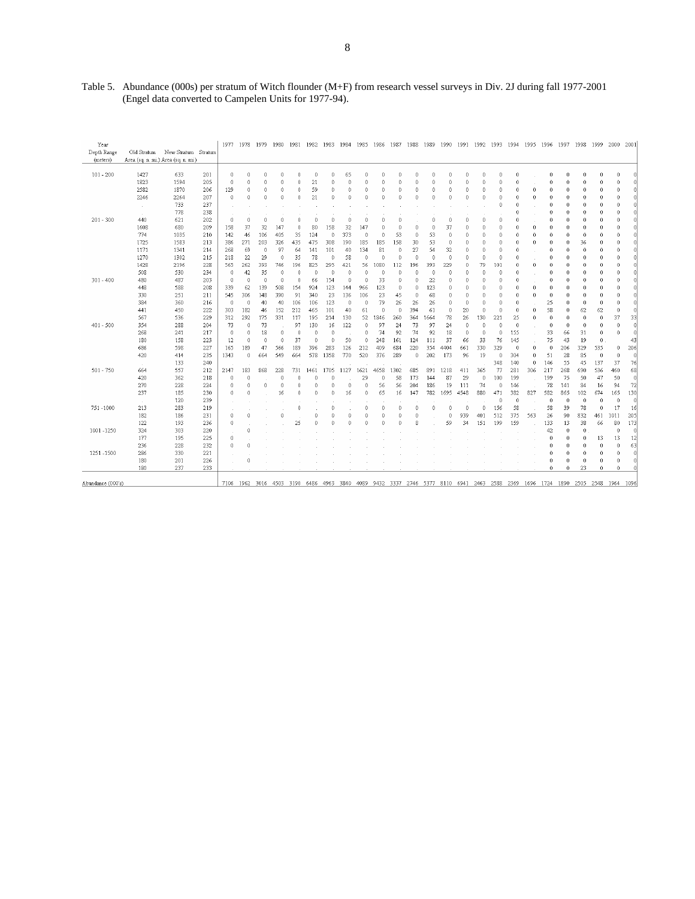Table 5. Abundance (000s) per stratum of Witch flounder (M+F) from research vessel surveys in Div. 2J during fall 1977-2001 (Engel data converted to Campelen Units for 1977-94).

| Year Depth Range (meters) | Old Stratum Area (sq. n. mi.) | New Stratum Area (sq. n. mi.) | Stratum | 1977 | 1978 | 1979 | 1980 | 1981 | 1982 | 1983 | 1984 | 1985 | 1986 | 1987 | 1988 | 1989 | 1990 | 1991 | 1992 | 1993 | 1994 | 1995 | 1996 | 1997 | 1998 | 1999 | 2000 | 2001 |
|---|---|---|---|---|---|---|---|---|---|---|---|---|---|---|---|---|---|---|---|---|---|---|---|---|---|---|---|---|
| 101 - 200 | 1427 | 633 | 201 | 0 | 0 | 0 | 0 | 0 | 0 | 0 | 65 | 0 | 0 | 0 | 0 | 0 | 0 | 0 | 0 | 0 | 0 | . | 0 | 0 | 0 | 0 | 0 | 0 |
| | 1823 | 1594 | 205 | 0 | 0 | 0 | 0 | 0 | 21 | 0 | 0 | 0 | 0 | 0 | 0 | 0 | 0 | 0 | 0 | 0 | 0 | . | 0 | 0 | 0 | 0 | 0 | 0 |
| | 2582 | 1870 | 206 | 129 | 0 | 0 | 0 | 0 | 59 | 0 | 0 | 0 | 0 | 0 | 0 | 0 | 0 | 0 | 0 | 0 | 0 | 0 | 0 | 0 | 0 | 0 | 0 | 0 |
| | 2246 | 2264 | 207 | 0 | 0 | 0 | 0 | 0 | 21 | 0 | 0 | 0 | 0 | 0 | 0 | 0 | 0 | 0 | 0 | 0 | 0 | 0 | 0 | 0 | 0 | 0 | 0 | 0 |
| | . | 733 | 237 | . | . | . | . | . | . | . | . | . | . | . | . | . | . | . | . | 0 | 0 | . | 0 | 0 | 0 | 0 | 0 | 0 |
| | . | 778 | 238 | . | . | . | . | . | . | . | . | . | . | . | . | . | . | . | . | . | 0 | . | 0 | 0 | 0 | 0 | 0 | 0 |
| 201 - 300 | 440 | 621 | 202 | 0 | 0 | 0 | 0 | 0 | 0 | 0 | 0 | 0 | 0 | 0 | . | 0 | 0 | 0 | 0 | 0 | 0 | . | 0 | 0 | 0 | 0 | 0 | 0 |
| | 1608 | 680 | 209 | 158 | 37 | 32 | 147 | 0 | 80 | 158 | 32 | 147 | 0 | 0 | 0 | 0 | 37 | 0 | 0 | 0 | 0 | 0 | 0 | 0 | 0 | 0 | 0 | 0 |
| | 774 | 1035 | 210 | 142 | 46 | 106 | 405 | 35 | 124 | 0 | 373 | 0 | 0 | 53 | 0 | 53 | 0 | 0 | 0 | 0 | 0 | 0 | 0 | 0 | 0 | 0 | 0 | 0 |
| | 1725 | 1583 | 213 | 386 | 271 | 203 | 326 | 435 | 475 | 308 | 190 | 185 | 185 | 158 | 30 | 53 | 0 | 0 | 0 | 0 | 0 | 0 | 0 | 0 | 36 | 0 | 0 | 0 |
| | 1171 | 1341 | 214 | 268 | 69 | 0 | 97 | 64 | 141 | 101 | 40 | 134 | 81 | 0 | 27 | 54 | 32 | 0 | 0 | 0 | 0 | . | 0 | 0 | 0 | 0 | 0 | 0 |
| | 1270 | 1302 | 215 | 218 | 22 | 29 | 0 | 35 | 78 | 0 | 58 | 0 | 0 | 0 | 0 | 0 | 0 | 0 | 0 | 0 | 0 | . | 0 | 0 | 0 | 0 | 0 | 0 |
| | 1428 | 2196 | 228 | 565 | 262 | 393 | 746 | 196 | 825 | 295 | 421 | 56 | 1080 | 112 | 196 | 393 | 229 | 0 | 79 | 101 | 0 | 0 | 0 | 0 | 0 | 0 | 0 | 0 |
| | 508 | 530 | 234 | 0 | 42 | 35 | 0 | 0 | 0 | 0 | 0 | 0 | 0 | 0 | 0 | 0 | 0 | 0 | 0 | 0 | 0 | . | 0 | 0 | 0 | 0 | 0 | 0 |
| 301 - 400 | 480 | 487 | 203 | 0 | 0 | 0 | 0 | 0 | 66 | 154 | 0 | 0 | 33 | 0 | 0 | 22 | 0 | 0 | 0 | 0 | 0 | . | 0 | 0 | 0 | 0 | 0 | 0 |
| | 448 | 588 | 208 | 339 | 62 | 139 | 508 | 154 | 924 | 123 | 144 | 966 | 123 | 0 | 0 | 123 | 0 | 0 | 0 | 0 | 0 | 0 | 0 | 0 | 0 | 0 | 0 | 0 |
| | 330 | 251 | 211 | 545 | 306 | 148 | 390 | 91 | 340 | 23 | 136 | 106 | 23 | 45 | 0 | 68 | 0 | 0 | 0 | 0 | 0 | 0 | 0 | 0 | 0 | 0 | 0 | 0 |
| | 384 | 360 | 216 | 0 | 0 | 40 | 40 | 106 | 106 | 123 | 0 | 0 | 79 | 26 | 26 | 26 | 0 | 0 | 0 | 0 | 0 | . | 25 | 0 | 0 | 0 | 0 | 0 |
| | 441 | 450 | 222 | 303 | 182 | 46 | 152 | 212 | 465 | 101 | 40 | 61 | 0 | 0 | 394 | 61 | 0 | 20 | 0 | 0 | 0 | 0 | 58 | 0 | 62 | 62 | 0 | 0 |
| | 567 | 536 | 229 | 312 | 292 | 175 | 331 | 117 | 195 | 214 | 130 | 52 | 1846 | 260 | 364 | 1664 | 78 | 26 | 130 | 221 | 25 | 0 | 0 | 0 | 0 | 0 | 37 | 33 |
| 401 - 500 | 354 | 288 | 204 | 73 | 0 | 73 | . | 97 | 130 | 16 | 122 | 0 | 97 | 24 | 73 | 97 | 24 | 0 | 0 | 0 | 0 | . | 0 | 0 | 0 | 0 | 0 | 0 |
| | 268 | 241 | 217 | 0 | 0 | 18 | 0 | 0 | 0 | 0 | . | 0 | 74 | 92 | 74 | 92 | 18 | 0 | 0 | 0 | 155 | . | 33 | 66 | 31 | 0 | 0 | 0 |
| | 180 | 158 | 223 | 12 | 0 | 0 | 0 | 37 | 0 | 0 | 50 | 0 | 248 | 161 | 124 | 111 | 37 | 66 | 33 | 76 | 145 | . | 75 | 43 | 19 | 0 | . | 43 |
| | 686 | 598 | 227 | 165 | 189 | 47 | 566 | 189 | 396 | 283 | 126 | 212 | 409 | 684 | 220 | 354 | 4404 | 661 | 330 | 329 | 0 | 0 | 0 | 206 | 329 | 535 | 0 | 206 |
| | 420 | 414 | 235 | 1343 | 0 | 664 | 549 | 664 | 578 | 1358 | 770 | 520 | 376 | 289 | 0 | 202 | 173 | 96 | 19 | 0 | 304 | 0 | 51 | 28 | 85 | 0 | 0 | 0 |
| | . | 133 | 240 | . | . | . | . | . | . | . | . | . | . | . | . | . | . | . | . | 348 | 140 | 0 | 146 | 55 | 45 | 137 | 37 | 76 |
| 501 - 750 | 664 | 557 | 212 | 2147 | 183 | 868 | 228 | 731 | 1461 | 1705 | 1127 | 1621 | 4658 | 1302 | 685 | 891 | 1218 | 411 | 365 | 77 | 281 | 306 | 217 | 268 | 690 | 536 | 460 | 68 |
| | 420 | 362 | 218 | 0 | 0 | . | 0 | 0 | 0 | 0 | . | 29 | 0 | 58 | 173 | 144 | 87 | 29 | 0 | 100 | 199 | . | 199 | 75 | 50 | 47 | 50 | 0 |
| | 270 | 228 | 224 | 0 | 0 | 0 | 0 | 0 | 0 | 0 | 0 | 0 | 56 | 56 | 204 | 186 | 19 | 111 | 74 | 0 | 146 | . | 78 | 141 | 84 | 16 | 94 | 72 |
| | 237 | 185 | 230 | 0 | 0 | . | 16 | 0 | 0 | 0 | 16 | 0 | 65 | 16 | 147 | 782 | 1695 | 4548 | 880 | 471 | 382 | 827 | 582 | 865 | 102 | 674 | 165 | 130 |
| | . | 120 | 239 | . | . | . | . | . | . | . | . | . | . | . | . | . | . | . | . | 0 | 0 | . | 0 | 0 | 0 | 0 | 0 | 0 |
| 751 -1000 | 213 | 283 | 219 | . | . | . | . | 0 | . | 0 | . | 0 | 0 | 0 | 0 | 0 | 0 | 0 | 0 | 156 | 58 | . | 58 | 39 | 78 | 0 | 17 | 16 |
| | 182 | 186 | 231 | 0 | 0 | . | 0 | . | 0 | 0 | 0 | 0 | 0 | 0 | 0 | . | 0 | 939 | 401 | 512 | 375 | 563 | 26 | 90 | 832 | 461 | 1011 | 205 |
| | 122 | 193 | 236 | 0 | . | . | . | 25 | 0 | 0 | 0 | 0 | 0 | 0 | 8 | . | 59 | 34 | 151 | 199 | 159 | . | 133 | 13 | 38 | 66 | 80 | 173 |
| 1001 -1250 | 324 | 303 | 220 | . | 0 | . | . | . | . | . | . | . | . | . | . | . | . | . | . | . | . | . | 42 | 0 | 0 | . | 0 | 0 |
| | 177 | 195 | 225 | 0 | . | . | . | . | . | . | . | . | . | . | . | . | . | . | . | . | . | . | 0 | 0 | 0 | 13 | 13 | 12 |
| | 236 | 228 | 232 | 0 | 0 | . | . | . | . | . | . | . | . | . | . | . | . | . | . | . | . | . | 0 | 0 | 0 | 0 | 0 | 63 |
| 1251 -1500 | 286 | 330 | 221 | . | . | . | . | . | . | . | . | . | . | . | . | . | . | . | . | . | . | . | 0 | 0 | 0 | 0 | 0 | 0 |
| | 180 | 201 | 226 | . | 0 | . | . | . | . | . | . | . | . | . | . | . | . | . | . | . | . | . | 0 | 0 | 0 | 0 | 0 | 0 |
| | 180 | 237 | 233 | . | . | . | . | . | . | . | . | . | . | . | . | . | . | . | . | . | . | . | 0 | 0 | 23 | 0 | 0 | 0 |
| Abundance (000's) | | | | 7106 | 1962 | 3016 | 4503 | 3190 | 6486 | 4963 | 3840 | 4089 | 9432 | 3337 | 2746 | 5377 | 8110 | 6941 | 2463 | 2588 | 2369 | 1696 | 1724 | 1890 | 2505 | 2548 | 1964 | 1096 |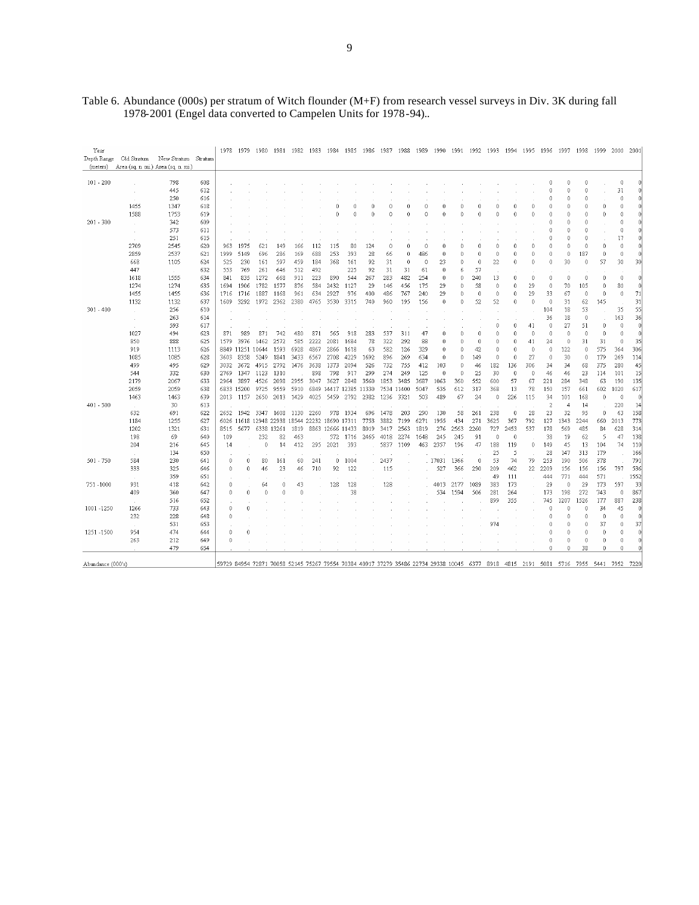Table 6. Abundance (000s) per stratum of Witch flounder (M+F) from research vessel surveys in Div. 3K during fall 1978-2001 (Engel data converted to Campelen Units for 1978-94)..

| Depth Range (meters) | Old Stratum Area (sq. n. mi.) | New Stratum Area (sq. n. mi.) | Stratum | 1978 | 1979 | 1980 | 1981 | 1982 | 1983 | 1984 | 1985 | 1986 | 1987 | 1988 | 1989 | 1990 | 1991 | 1992 | 1993 | 1994 | 1995 | 1996 | 1997 | 1998 | 1999 | 2000 | 2001 |
|---|---|---|---|---|---|---|---|---|---|---|---|---|---|---|---|---|---|---|---|---|---|---|---|---|---|---|---|
| 101 - 200 | . | 798 | 608 | . | . | . | . | . | . | . | . | . | . | . | . | . | . | . | . | . | . | 0 | 0 | 0 | . | 0 | 0 |
| | . | 445 | 612 | . | . | . | . | . | . | . | . | . | . | . | . | . | . | . | . | . | . | 0 | 0 | 0 | . | 31 | 0 |
| | . | 250 | 616 | . | . | . | . | . | . | . | . | . | . | . | . | . | . | . | . | . | . | 0 | 0 | 0 | . | 0 | 0 |
| | 1455 | 1347 | 618 | . | . | . | . | . | . | 0 | 0 | 0 | 0 | 0 | 0 | 0 | 0 | 0 | 0 | 0 | 0 | 0 | 0 | 0 | 0 | 0 | 0 |
| | 1588 | 1753 | 619 | . | . | . | . | . | . | 0 | 0 | 0 | 0 | 0 | 0 | 0 | 0 | 0 | 0 | 0 | 0 | 0 | 0 | 0 | 0 | 0 | 0 |
| 201 - 300 | . | 342 | 609 | . | . | . | . | . | . | . | . | . | . | . | . | . | . | . | . | . | . | 0 | 0 | 0 | . | 0 | 0 |
| | . | 573 | 611 | . | . | . | . | . | . | . | . | . | . | . | . | . | . | . | . | . | . | 0 | 0 | 0 | . | 0 | 0 |
| | . | 251 | 615 | . | . | . | . | . | . | . | . | . | . | . | . | . | . | . | . | . | . | 0 | 0 | 0 | . | 17 | 0 |
| | 2709 | 2545 | 620 | 963 | 1975 | 621 | 149 | 166 | 112 | 115 | 80 | 124 | 0 | 0 | 0 | 0 | 0 | 0 | 0 | 0 | 0 | 0 | 0 | 0 | 0 | 0 | 0 |
| | 2859 | 2537 | 621 | 1999 | 5149 | 696 | 286 | 169 | 688 | 253 | 393 | 28 | 66 | 0 | 486 | 0 | 0 | 0 | 0 | 0 | 0 | 0 | 0 | 187 | 0 | 0 | 0 |
| | 668 | 1105 | 624 | 525 | 230 | 161 | 597 | 459 | 184 | 368 | 161 | 92 | 31 | 0 | 0 | 23 | 0 | 0 | 22 | 0 | 0 | 0 | 30 | 0 | 57 | 30 | 30 |
| | 447 | . | 632 | 553 | 769 | 261 | 646 | 512 | 492 | . | 225 | 92 | 31 | 31 | 61 | 0 | 6 | 57 | . | . | . | . | . | . | . | . | . |
| | 1618 | 1555 | 634 | 841 | 835 | 1272 | 668 | 911 | 223 | 890 | 544 | 267 | 283 | 482 | 254 | 0 | 0 | 240 | 13 | 0 | 0 | 0 | 0 | 0 | 0 | 0 | 0 |
| | 1274 | 1274 | 635 | 1694 | 1906 | 1782 | 1577 | 876 | 584 | 2432 | 1127 | 29 | 146 | 456 | 175 | 29 | 0 | 58 | 0 | 0 | 29 | 0 | 70 | 105 | 0 | 80 | 0 |
| | 1455 | 1455 | 636 | 1716 | 1716 | 1887 | 1168 | 961 | 634 | 2927 | 976 | 400 | 486 | 767 | 240 | 29 | 0 | 0 | 0 | 0 | 29 | 33 | 67 | 0 | 0 | 0 | 71 |
| | 1132 | 1132 | 637 | 1609 | 3292 | 1972 | 2362 | 2380 | 4765 | 3530 | 3315 | 740 | 960 | 195 | 156 | 0 | 0 | 52 | 52 | 0 | 0 | 0 | 31 | 62 | 145 | . | 31 |
| 301 - 400 | . | 256 | 610 | . | . | . | . | . | . | . | . | . | . | . | . | . | . | . | . | . | . | 104 | 18 | 53 | . | 35 | 55 |
| | . | 263 | 614 | . | . | . | . | . | . | . | . | . | . | . | . | . | . | . | . | . | . | 36 | 18 | 0 | . | 163 | 36 |
| | . | 593 | 617 | . | . | . | . | . | . | . | . | . | . | . | . | . | . | . | 0 | 0 | 41 | 0 | 27 | 51 | 0 | 0 | 0 |
| | 1027 | 494 | 623 | 871 | 989 | 871 | 742 | 480 | 871 | 565 | 918 | 283 | 537 | 311 | 47 | 0 | 0 | 0 | 0 | 0 | 0 | 0 | 0 | 0 | 0 | 0 | 0 |
| | 850 | 888 | 625 | 1579 | 3976 | 1462 | 2572 | 585 | 2222 | 2081 | 1684 | 78 | 322 | 292 | 88 | 0 | 0 | 0 | 0 | 0 | 41 | 24 | 0 | 31 | 31 | 0 | 35 |
| | 919 | 1113 | 626 | 8849 | 11251 | 10644 | 1593 | 6928 | 4867 | 2866 | 1618 | 63 | 582 | 126 | 329 | 0 | 0 | 42 | 0 | 0 | 0 | 0 | 122 | 0 | 575 | 364 | 306 |
| | 1085 | 1085 | 628 | 3603 | 8358 | 5249 | 1841 | 3433 | 6567 | 2708 | 4229 | 1692 | 896 | 269 | 634 | 0 | 0 | 149 | 0 | 0 | 27 | 0 | 30 | 0 | 179 | 269 | 114 |
| | 499 | 495 | 629 | 3032 | 3672 | 4915 | 2792 | 1476 | 3638 | 1373 | 2094 | 526 | 732 | 755 | 412 | 103 | 0 | 46 | 182 | 136 | 306 | 34 | 34 | 68 | 375 | 280 | 45 |
| | 544 | 332 | 630 | 2769 | 1347 | 1123 | 1310 | . | 898 | 798 | 917 | 299 | 274 | 249 | 125 | 0 | 0 | 25 | 30 | 0 | 0 | 46 | 46 | 23 | 114 | 101 | 15 |
| | 2179 | 2067 | 633 | 2964 | 3897 | 4526 | 2098 | 2955 | 3047 | 3627 | 2848 | 3560 | 1853 | 3485 | 3687 | 1063 | 360 | 552 | 600 | 57 | 67 | 221 | 284 | 348 | 63 | 190 | 135 |
| | 2059 | 2059 | 638 | 6833 | 15200 | 9725 | 9559 | 5910 | 6849 | 14417 | 12385 | 11330 | 7534 | 11400 | 5047 | 535 | 612 | 317 | 368 | 13 | 78 | 150 | 157 | 661 | 602 | 1020 | 617 |
| | 1463 | 1463 | 639 | 2013 | 1157 | 2650 | 2013 | 1429 | 4025 | 5459 | 2792 | 2382 | 1236 | 3321 | 503 | 489 | 67 | 24 | 0 | 226 | 115 | 34 | 101 | 168 | 0 | 0 | 0 |
| 401 - 500 | . | 30 | 613 | . | . | . | . | . | . | . | . | . | . | . | . | . | . | . | . | . | . | 2 | 4 | 14 | . | 220 | 14 |
| | 632 | 691 | 622 | 2652 | 1942 | 3347 | 1608 | 1130 | 2260 | 978 | 1934 | 696 | 1478 | 203 | 290 | 130 | 58 | 261 | 238 | 0 | 28 | 23 | 32 | 95 | 0 | 63 | 158 |
| | 1184 | 1255 | 627 | 6026 | 11618 | 12948 | 22938 | 18544 | 22232 | 18690 | 17311 | 7753 | 3882 | 7199 | 6271 | 1955 | 434 | 271 | 3625 | 367 | 792 | 127 | 1343 | 2244 | 660 | 2013 | 773 |
| | 1202 | 1321 | 631 | 8515 | 5677 | 6338 | 13261 | 1819 | 8863 | 12666 | 11433 | 8019 | 3417 | 2563 | 1819 | 276 | 2563 | 2260 | 727 | 2453 | 537 | 178 | 569 | 485 | 84 | 628 | 314 |
| | 198 | 69 | 640 | 109 | . | 232 | 82 | 463 | . | 572 | 1716 | 2465 | 4018 | 2274 | 1648 | 245 | 245 | 91 | 0 | 0 | . | 38 | 19 | 62 | 5 | 47 | 138 |
| | 204 | 216 | 645 | 14 | . | 0 | 14 | 412 | 295 | 2021 | 393 | . | 5837 | 1109 | 463 | 2357 | 196 | 47 | 188 | 119 | 0 | 149 | 45 | 13 | 104 | 74 | 110 |
| | . | 134 | 650 | . | . | . | . | . | . | . | . | . | . | . | . | . | . | . | 25 | 5 | . | 28 | 147 | 313 | 179 | . | 166 |
| 501 - 750 | 584 | 230 | 641 | 0 | 0 | 80 | 161 | 60 | 241 | 0 | 1004 | . | 2437 | . | . | 17031 | 1366 | 0 | 53 | 74 | 79 | 253 | 190 | 506 | 378 | . | 791 |
| | 333 | 325 | 646 | 0 | 0 | 46 | 23 | 46 | 710 | 92 | 122 | . | 115 | . | . | 527 | 366 | 290 | 209 | 462 | 22 | 2209 | 156 | 156 | 156 | 797 | 536 |
| | . | 359 | 651 | . | . | . | . | . | . | . | . | . | . | . | . | . | . | . | 49 | 111 | . | 444 | 771 | 444 | 571 | . | 1552 |
| 751 -1000 | 931 | 418 | 642 | 0 | . | 64 | 0 | 43 | . | 128 | 128 | . | 128 | . | . | 4013 | 2177 | 1089 | 383 | 173 | . | 29 | 0 | 29 | 173 | 597 | 33 |
| | 409 | 360 | 647 | 0 | 0 | 0 | 0 | 0 | . | . | 38 | . | . | . | . | 534 | 1594 | 506 | 281 | 264 | . | 173 | 198 | 272 | 743 | 0 | 867 |
| | . | 516 | 652 | . | . | . | . | . | . | . | . | . | . | . | . | . | . | . | 899 | 355 | . | 745 | 1207 | 1526 | 177 | 887 | 238 |
| 1001 -1250 | 1266 | 733 | 643 | 0 | 0 | . | . | . | . | . | . | . | . | . | . | . | . | . | . | . | . | 0 | 0 | 0 | 34 | 45 | 0 |
| | 232 | 228 | 648 | 0 | . | . | . | . | . | . | . | . | . | . | . | . | . | . | . | . | . | 0 | 0 | 0 | 0 | 0 | 0 |
| | . | 531 | 653 | . | . | . | . | . | . | . | . | . | . | . | . | . | . | . | 974 | . | . | 0 | 0 | 0 | 37 | 0 | 37 |
| 1251 -1500 | 954 | 474 | 644 | 0 | 0 | . | . | . | . | . | . | . | . | . | . | . | . | . | . | . | . | 0 | 0 | 0 | 0 | 0 | 0 |
| | 263 | 212 | 649 | 0 | . | . | . | . | . | . | . | . | . | . | . | . | . | . | . | . | . | 0 | 0 | 0 | 0 | 0 | 0 |
| | . | 479 | 654 | . | . | . | . | . | . | . | . | . | . | . | . | . | . | . | . | . | . | 0 | 0 | 38 | 0 | 0 | 0 |
| Abundance (000's) | | | | 59729 | 84954 | 72871 | 70058 | 52145 | 75267 | 79554 | 70384 | 40917 | 37279 | 35486 | 22734 | 29338 | 10045 | 6377 | 8918 | 4815 | 2191 | 5081 | 5716 | 7955 | 5441 | 7952 | 7220 |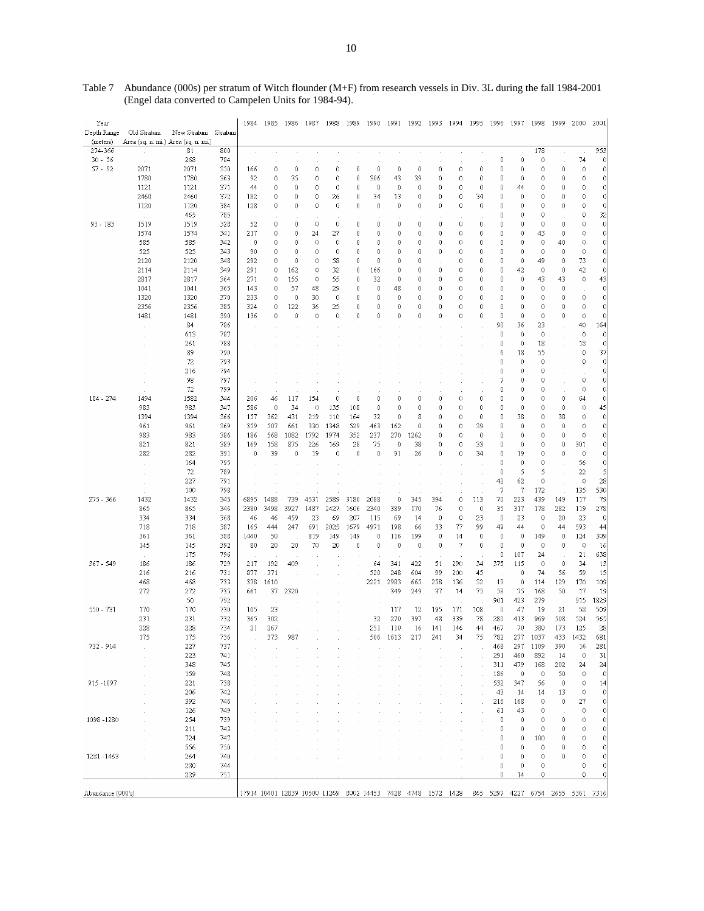Table 7 Abundance (000s) per stratum of Witch flounder (M+F) from research vessels in Div. 3L during the fall 1984-2001 (Engel data converted to Campelen Units for 1984-94).

| Year Depth Range (meters) | Old Stratum Area (sq. n. mi.) | New Stratum Area (sq. n. mi.) | Stratum | 1984 | 1985 | 1986 | 1987 | 1988 | 1989 | 1990 | 1991 | 1992 | 1993 | 1994 | 1995 | 1996 | 1997 | 1998 | 1999 | 2000 | 2001 |
|---|---|---|---|---|---|---|---|---|---|---|---|---|---|---|---|---|---|---|---|---|---|
| 274-366 | . | 81 | 800 | . | . | . | . | . | . | . | . | . | . | . | . | . | . | 178 | . | . | 953 |
| 30 - 56 | . | 268 | 784 | . | . | . | . | . | . | . | . | . | . | . | . | 0 | 0 | 0 | . | 74 | 0 |
| 57 - 92 | 2071 | 2071 | 350 | 166 | 0 | 0 | 0 | 0 | 0 | 0 | 0 | 0 | 0 | 0 | 0 | 0 | 0 | 0 | 0 | 0 | 0 |
| | 1780 | 1780 | 363 | 92 | 0 | 35 | 0 | 0 | 0 | 306 | 43 | 39 | 0 | 0 | 0 | 0 | 0 | 0 | 0 | 0 | 0 |
| | 1121 | 1121 | 371 | 44 | 0 | 0 | 0 | 0 | 0 | 0 | 0 | 0 | 0 | 0 | 0 | 0 | 44 | 0 | 0 | 0 | 0 |
| | 2460 | 2460 | 372 | 182 | 0 | 0 | 0 | 26 | 0 | 34 | 13 | 0 | 0 | 0 | 34 | 0 | 0 | 0 | 0 | 0 | 0 |
| | 1120 | 1120 | 384 | 128 | 0 | 0 | 0 | 0 | 0 | 0 | 0 | 0 | 0 | 0 | 0 | 0 | 0 | 0 | 0 | 0 | 0 |
| | . | 465 | 785 | . | . | . | . | . | . | . | . | . | . | . | . | 0 | 0 | 0 | . | 0 | 32 |
| 93 - 183 | 1519 | 1519 | 328 | 52 | 0 | 0 | 0 | 0 | 0 | 0 | 0 | 0 | 0 | 0 | 0 | 0 | 0 | 0 | 0 | 0 | 0 |
| | 1574 | 1574 | 341 | 217 | 0 | 0 | 24 | 27 | 0 | 0 | 0 | 0 | 0 | 0 | 0 | 0 | 0 | 43 | 0 | 0 | 0 |
| | 585 | 585 | 342 | 0 | 0 | 0 | 0 | 0 | 0 | 0 | 0 | 0 | 0 | 0 | 0 | 0 | 0 | 0 | 40 | 0 | 0 |
| | 525 | 525 | 343 | 90 | 0 | 0 | 0 | 0 | 0 | 0 | 0 | 0 | 0 | 0 | 0 | 0 | 0 | 0 | 0 | 0 | 0 |
| | 2120 | 2120 | 348 | 292 | 0 | 0 | 0 | 58 | 0 | 0 | 0 | 0 | . | 0 | 0 | 0 | 0 | 49 | 0 | 73 | 0 |
| | 2114 | 2114 | 349 | 291 | 0 | 162 | 0 | 32 | 0 | 166 | 0 | 0 | 0 | 0 | 0 | 0 | 42 | 0 | 0 | 42 | 0 |
| | 2817 | 2817 | 364 | 271 | 0 | 155 | 0 | 55 | 0 | 32 | 0 | 0 | 0 | 0 | 0 | 0 | 0 | 43 | 43 | 0 | 43 |
| | 1041 | 1041 | 365 | 143 | 0 | 57 | 48 | 29 | 0 | 0 | 48 | 0 | 0 | 0 | 0 | 0 | 0 | 0 | 0 | . | 0 |
| | 1320 | 1320 | 370 | 233 | 0 | 0 | 30 | 0 | 0 | 0 | 0 | 0 | 0 | 0 | 0 | 0 | 0 | 0 | 0 | 0 | 0 |
| | 2356 | 2356 | 385 | 324 | 0 | 122 | 36 | 25 | 0 | 0 | 0 | 0 | 0 | 0 | 0 | 0 | 0 | 0 | 0 | 0 | 0 |
| | 1481 | 1481 | 390 | 136 | 0 | 0 | 0 | 0 | 0 | 0 | 0 | 0 | 0 | 0 | 0 | 0 | 0 | 0 | 0 | 0 | 0 |
| | . | 84 | 786 | . | . | . | . | . | . | . | . | . | . | . | . | 90 | 36 | 23 | . | 40 | 164 |
| | . | 613 | 787 | . | . | . | . | . | . | . | . | . | . | . | . | 0 | 0 | 0 | . | 0 | 0 |
| | . | 261 | 788 | . | . | . | . | . | . | . | . | . | . | . | . | 0 | 0 | 18 | . | 18 | 0 |
| | . | 89 | 790 | . | . | . | . | . | . | . | . | . | . | . | . | 6 | 18 | 55 | . | 0 | 37 |
| | . | 72 | 793 | . | . | . | . | . | . | . | . | . | . | . | . | 0 | 0 | 0 | . | 0 | 0 |
| | . | 216 | 794 | . | . | . | . | . | . | . | . | . | . | . | . | 0 | 0 | 0 | . | . | 0 |
| | . | 98 | 797 | . | . | . | . | . | . | . | . | . | . | . | . | 7 | 0 | 0 | . | 0 | 0 |
| | . | 72 | 799 | . | . | . | . | . | . | . | . | . | . | . | . | 0 | 0 | 0 | . | 0 | 0 |
| 184 - 274 | 1494 | 1582 | 344 | 206 | 46 | 117 | 154 | 0 | 0 | 0 | 0 | 0 | 0 | 0 | 0 | 0 | 0 | 0 | 0 | 64 | 0 |
| | 983 | 983 | 347 | 586 | 0 | 34 | 0 | 135 | 108 | 0 | 0 | 0 | 0 | 0 | 0 | 0 | 0 | 0 | 0 | 0 | 45 |
| | 1394 | 1394 | 366 | 157 | 362 | 431 | 219 | 110 | 164 | 32 | 0 | 8 | 0 | 0 | 0 | 0 | 38 | 0 | 38 | 0 | 0 |
| | 961 | 961 | 369 | 359 | 507 | 661 | 330 | 1348 | 529 | 463 | 162 | 0 | 0 | 0 | 39 | 0 | 0 | 0 | 0 | 0 | 0 |
| | 983 | 983 | 386 | 186 | 568 | 1082 | 1792 | 1974 | 352 | 237 | 270 | 1262 | 0 | 0 | 0 | 0 | 0 | 0 | 0 | 0 | 0 |
| | 821 | 821 | 389 | 169 | 158 | 875 | 226 | 169 | 28 | 75 | 0 | 38 | 0 | 0 | 33 | 0 | 0 | 0 | 0 | 301 | 0 |
| | 282 | 282 | 391 | 0 | 39 | 0 | 19 | 0 | 0 | 0 | 91 | 26 | 0 | 0 | 34 | 0 | 19 | 0 | 0 | 0 | 0 |
| | . | 164 | 795 | . | . | . | . | . | . | . | . | . | . | . | . | 0 | 0 | 0 | . | 56 | 0 |
| | . | 72 | 789 | . | . | . | . | . | . | . | . | . | . | . | . | 0 | 5 | 5 | . | 22 | 5 |
| | . | 227 | 791 | . | . | . | . | . | . | . | . | . | . | . | . | 42 | 62 | 0 | . | 0 | 28 |
| | . | 100 | 798 | . | . | . | . | . | . | . | . | . | . | . | . | 7 | 7 | 172 | . | 135 | 530 |
| 275 - 366 | 1432 | 1432 | 345 | 6895 | 1488 | 739 | 4531 | 2589 | 3180 | 2088 | 0 | 345 | 394 | 0 | 113 | 70 | 223 | 439 | 149 | 117 | 79 |
| | 865 | 865 | 346 | 2380 | 3498 | 3927 | 1487 | 2427 | 1606 | 2340 | 389 | 170 | 76 | 0 | 0 | 35 | 317 | 178 | 282 | 119 | 278 |
| | 334 | 334 | 368 | 46 | 46 | 459 | 23 | 69 | 207 | 115 | 69 | 14 | 0 | 0 | 23 | 0 | 23 | 0 | 20 | 23 | 0 |
| | 718 | 718 | 387 | 165 | 444 | 247 | 691 | 2025 | 1679 | 4971 | 198 | 66 | 33 | 77 | 99 | 49 | 44 | 0 | 44 | 593 | 44 |
| | 361 | 361 | 388 | 1440 | 50 | . | 819 | 149 | 149 | 0 | 116 | 199 | 0 | 14 | 0 | 0 | 0 | 149 | 0 | 124 | 309 |
| | 145 | 145 | 392 | 80 | 20 | 20 | 70 | 20 | 0 | 0 | 0 | 0 | 0 | 7 | 0 | 0 | 0 | 0 | 0 | 0 | 16 |
| | . | 175 | 796 | . | . | . | . | . | . | . | . | . | . | . | . | 0 | 107 | 24 | . | 21 | 638 |
| 367 - 549 | 186 | 186 | 729 | 217 | 192 | 409 | . | . | . | 64 | 341 | 422 | 51 | 290 | 34 | 375 | 115 | 0 | 0 | 34 | 13 |
| | 216 | 216 | 731 | 877 | 371 | . | . | . | . | 520 | 248 | 604 | 99 | 200 | 45 | . | 0 | 74 | 56 | 59 | 15 |
| | 468 | 468 | 733 | 338 | 1610 | . | . | . | . | 2221 | 2983 | 665 | 258 | 136 | 32 | 19 | 0 | 114 | 129 | 170 | 109 |
| | 272 | 272 | 735 | 661 | 37 | 2320 | . | . | . | . | 349 | 249 | 37 | 14 | 75 | 58 | 75 | 168 | 50 | 17 | 19 |
| | . | 50 | 792 | . | . | . | . | . | . | . | . | . | . | . | . | 901 | 423 | 279 | . | 915 | 1829 |
| 550 - 731 | 170 | 170 | 730 | 105 | 23 | . | . | . | . | . | 117 | 12 | 195 | 171 | 108 | 0 | 47 | 19 | 21 | 58 | 509 |
| | 231 | 231 | 732 | 365 | 302 | . | . | . | . | 32 | 270 | 397 | 48 | 339 | 78 | 280 | 413 | 969 | 508 | 524 | 565 |
| | 228 | 228 | 734 | 21 | 267 | . | . | . | . | 251 | 110 | 16 | 141 | 146 | 44 | 467 | 70 | 380 | 173 | 125 | 28 |
| | 175 | 175 | 736 | . | 373 | 987 | . | . | . | 506 | 1613 | 217 | 241 | 34 | 75 | 782 | 277 | 1037 | 433 | 1432 | 681 |
| 732 - 914 | . | 227 | 737 | . | . | . | . | . | . | . | . | . | . | . | . | 468 | 297 | 1109 | 390 | 16 | 281 |
| | . | 223 | 741 | . | . | . | . | . | . | . | . | . | . | . | . | 291 | 460 | 892 | 14 | 0 | 31 |
| | . | 348 | 745 | . | . | . | . | . | . | . | . | . | . | . | . | 311 | 479 | 168 | 202 | 24 | 24 |
| | . | 159 | 748 | . | . | . | . | . | . | . | . | . | . | . | . | 186 | 0 | 0 | 50 | 0 | 0 |
| 915 -1097 | . | 221 | 738 | . | . | . | . | . | . | . | . | . | . | . | . | 532 | 347 | 56 | 0 | 0 | 14 |
| | . | 206 | 742 | . | . | . | . | . | . | . | . | . | . | . | . | 43 | 14 | 14 | 13 | 0 | 0 |
| | . | 392 | 746 | . | . | . | . | . | . | . | . | . | . | . | . | 216 | 168 | 0 | 0 | 27 | 0 |
| | . | 126 | 749 | . | . | . | . | . | . | . | . | . | . | . | . | 61 | 43 | 0 | . | 0 | 0 |
| 1098 -1280 | . | 254 | 739 | . | . | . | . | . | . | . | . | . | . | . | . | 0 | 0 | 0 | 0 | 0 | 0 |
| | . | 211 | 743 | . | . | . | . | . | . | . | . | . | . | . | . | 0 | 0 | 0 | 0 | 0 | 0 |
| | . | 724 | 747 | . | . | . | . | . | . | . | . | . | . | . | . | 0 | 0 | 100 | 0 | 0 | 0 |
| | . | 556 | 750 | . | . | . | . | . | . | . | . | . | . | . | . | 0 | 0 | 0 | 0 | 0 | 0 |
| 1281 -1463 | . | 264 | 740 | . | . | . | . | . | . | . | . | . | . | . | . | 0 | 0 | 0 | 0 | 0 | 0 |
| | . | 280 | 744 | . | . | . | . | . | . | . | . | . | . | . | . | 0 | 0 | 0 | . | 0 | 0 |
| | . | 229 | 751 | . | . | . | . | . | . | . | . | . | . | . | . | 0 | 14 | 0 | . | 0 | 0 |
| Abundance (000's) | | | | 17914 | 10401 | 12839 | 10500 | 11269 | 8002 | 14453 | 7428 | 4748 | 1572 | 1428 | 865 | 5297 | 4227 | 6754 | 2655 | 5361 | 7316 |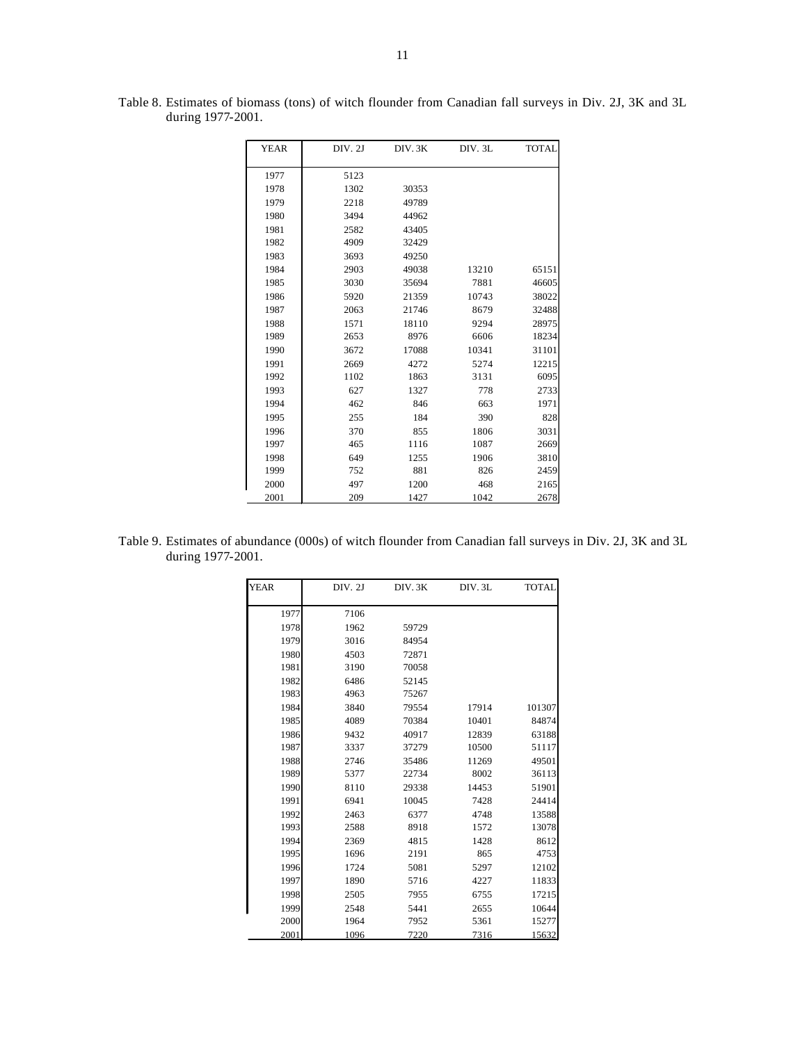Table 8. Estimates of biomass (tons) of witch flounder from Canadian fall surveys in Div. 2J, 3K and 3L during 1977-2001.

| YEAR | DIV. 2J | DIV. 3K | DIV. 3L | TOTAL |
|---|---|---|---|---|
| 1977 | 5123 | | | |
| 1978 | 1302 | 30353 | | |
| 1979 | 2218 | 49789 | | |
| 1980 | 3494 | 44962 | | |
| 1981 | 2582 | 43405 | | |
| 1982 | 4909 | 32429 | | |
| 1983 | 3693 | 49250 | | |
| 1984 | 2903 | 49038 | 13210 | 65151 |
| 1985 | 3030 | 35694 | 7881 | 46605 |
| 1986 | 5920 | 21359 | 10743 | 38022 |
| 1987 | 2063 | 21746 | 8679 | 32488 |
| 1988 | 1571 | 18110 | 9294 | 28975 |
| 1989 | 2653 | 8976 | 6606 | 18234 |
| 1990 | 3672 | 17088 | 10341 | 31101 |
| 1991 | 2669 | 4272 | 5274 | 12215 |
| 1992 | 1102 | 1863 | 3131 | 6095 |
| 1993 | 627 | 1327 | 778 | 2733 |
| 1994 | 462 | 846 | 663 | 1971 |
| 1995 | 255 | 184 | 390 | 828 |
| 1996 | 370 | 855 | 1806 | 3031 |
| 1997 | 465 | 1116 | 1087 | 2669 |
| 1998 | 649 | 1255 | 1906 | 3810 |
| 1999 | 752 | 881 | 826 | 2459 |
| 2000 | 497 | 1200 | 468 | 2165 |
| 2001 | 209 | 1427 | 1042 | 2678 |

Table 9. Estimates of abundance (000s) of witch flounder from Canadian fall surveys in Div. 2J, 3K and 3L during 1977-2001.

| YEAR | DIV. 2J | DIV. 3K | DIV. 3L | TOTAL |
|---|---|---|---|---|
| 1977 | 7106 | | | |
| 1978 | 1962 | 59729 | | |
| 1979 | 3016 | 84954 | | |
| 1980 | 4503 | 72871 | | |
| 1981 | 3190 | 70058 | | |
| 1982 | 6486 | 52145 | | |
| 1983 | 4963 | 75267 | | |
| 1984 | 3840 | 79554 | 17914 | 101307 |
| 1985 | 4089 | 70384 | 10401 | 84874 |
| 1986 | 9432 | 40917 | 12839 | 63188 |
| 1987 | 3337 | 37279 | 10500 | 51117 |
| 1988 | 2746 | 35486 | 11269 | 49501 |
| 1989 | 5377 | 22734 | 8002 | 36113 |
| 1990 | 8110 | 29338 | 14453 | 51901 |
| 1991 | 6941 | 10045 | 7428 | 24414 |
| 1992 | 2463 | 6377 | 4748 | 13588 |
| 1993 | 2588 | 8918 | 1572 | 13078 |
| 1994 | 2369 | 4815 | 1428 | 8612 |
| 1995 | 1696 | 2191 | 865 | 4753 |
| 1996 | 1724 | 5081 | 5297 | 12102 |
| 1997 | 1890 | 5716 | 4227 | 11833 |
| 1998 | 2505 | 7955 | 6755 | 17215 |
| 1999 | 2548 | 5441 | 2655 | 10644 |
| 2000 | 1964 | 7952 | 5361 | 15277 |
| 2001 | 1096 | 7220 | 7316 | 15632 |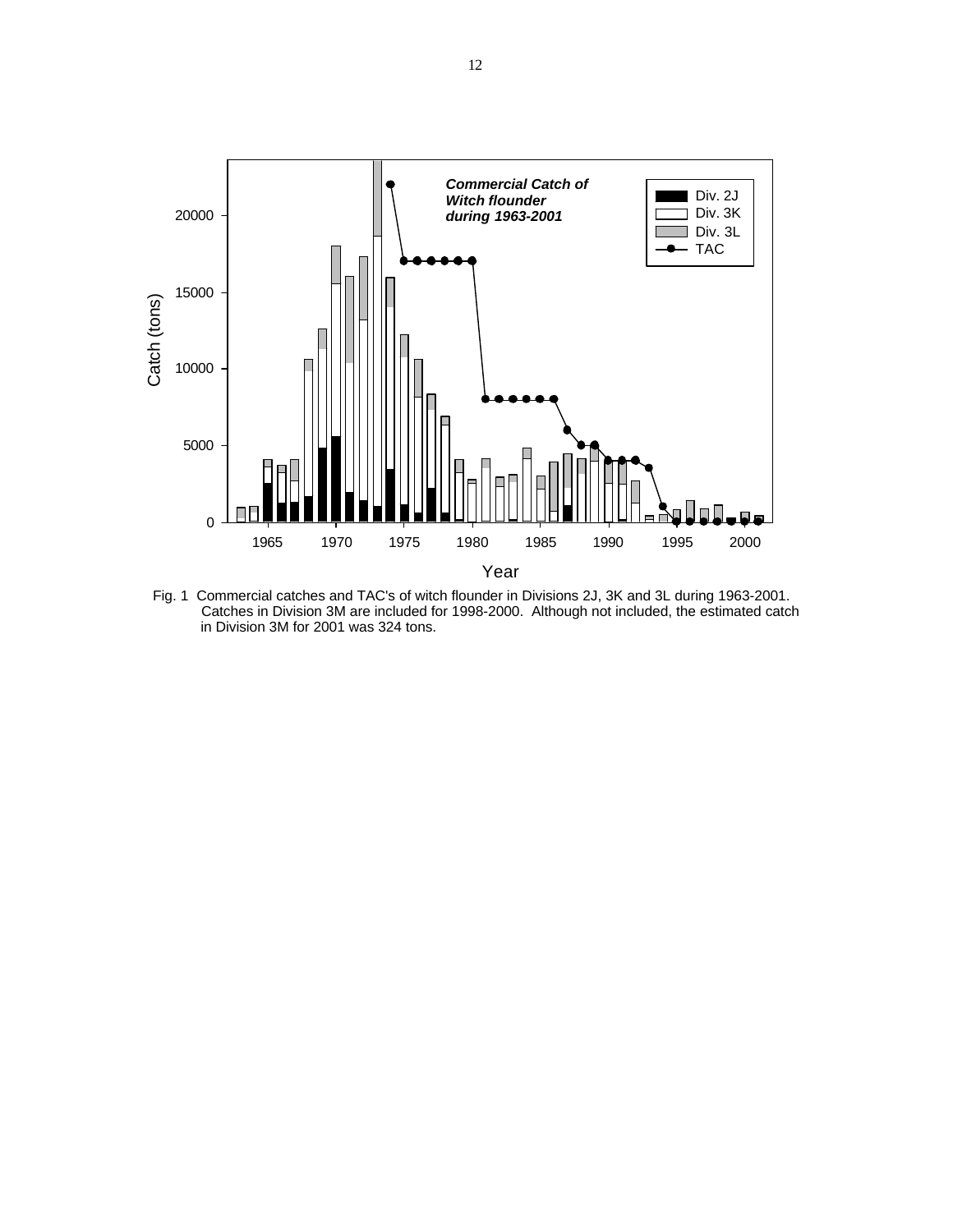Fig. 1 Commercial catches and TAC's of witch flounder in Divisions 2J, 3K and 3L during 1963-2001. Catches in Division 3M are included for 1998-2000. Although not included, the estimated catch in Division 3M for 2001 was 324 tons.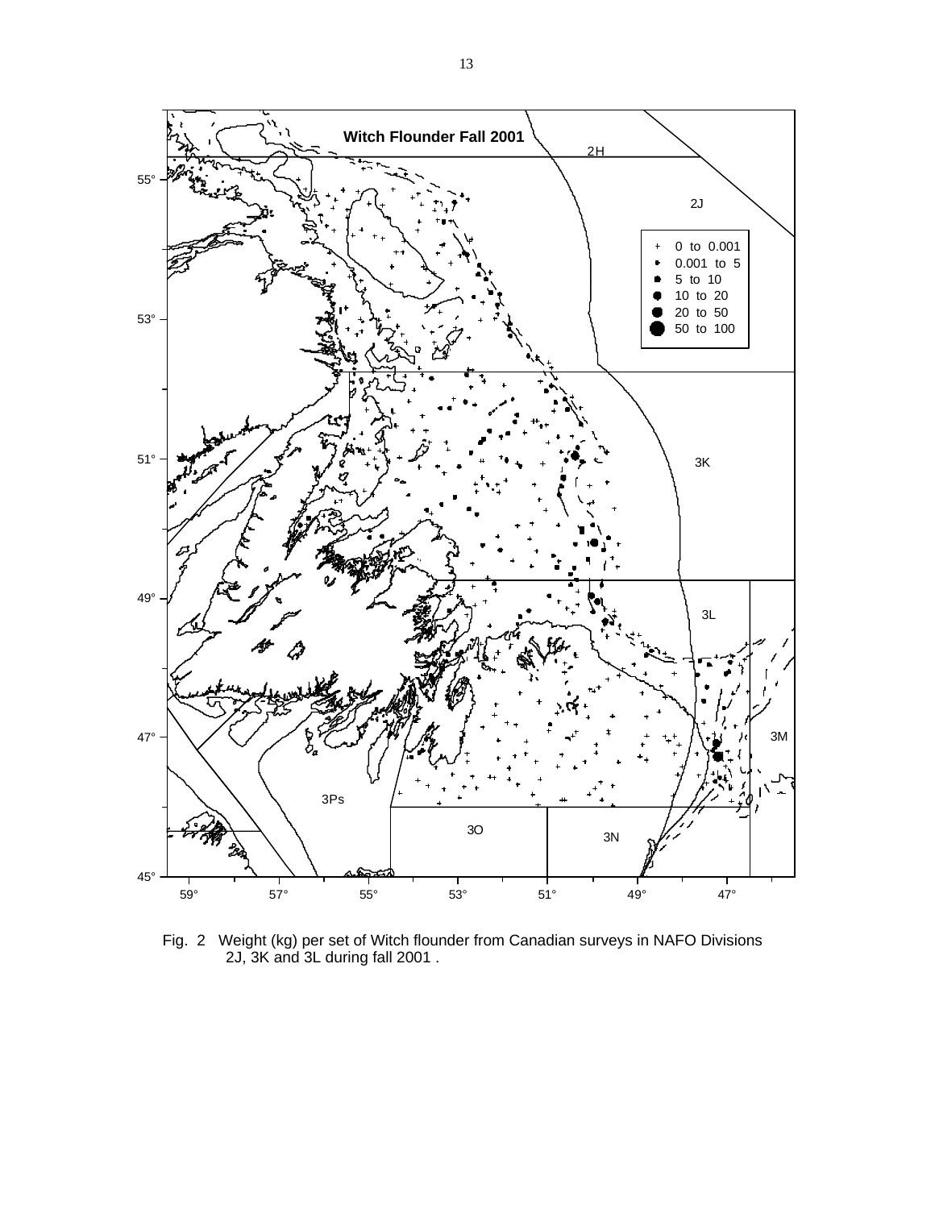Fig. 2 Weight (kg) per set of Witch flounder from Canadian surveys in NAFO Divisions 2J, 3K and 3L during fall 2001 .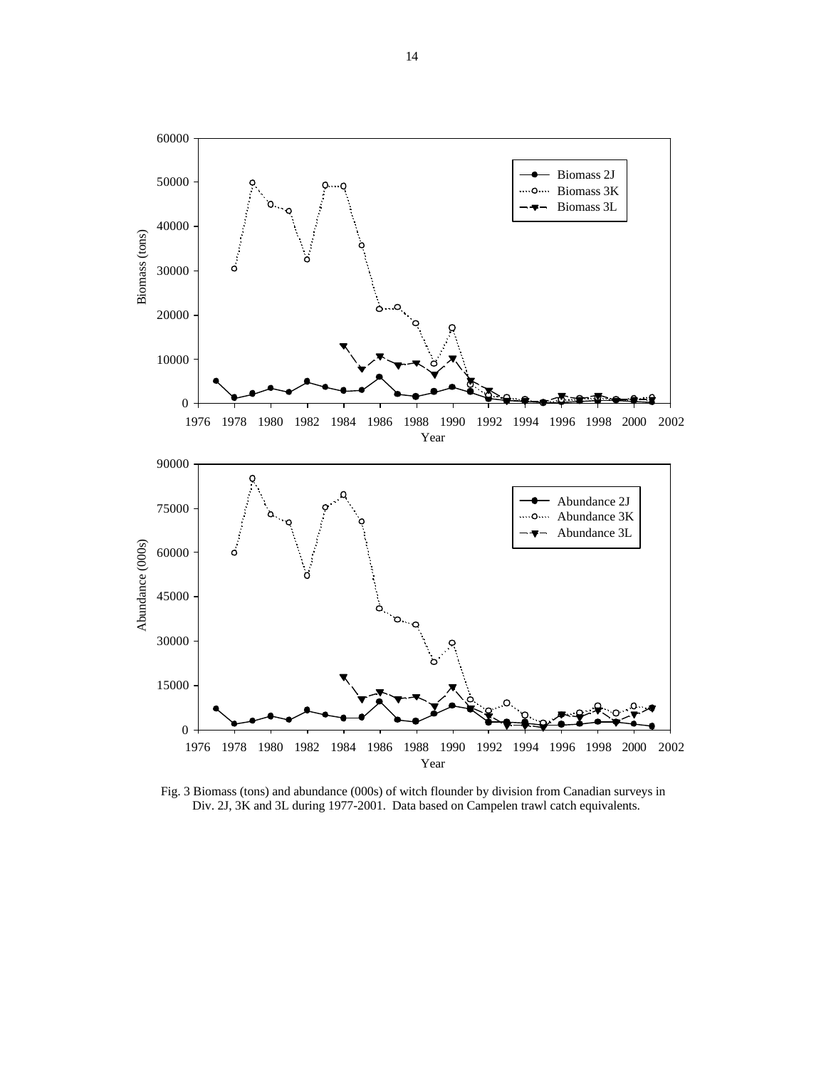Fig. 3 Biomass (tons) and abundance (000s) of witch flounder by division from Canadian surveys in Div. 2J, 3K and 3L during 1977-2001. Data based on Campelen trawl catch equivalents.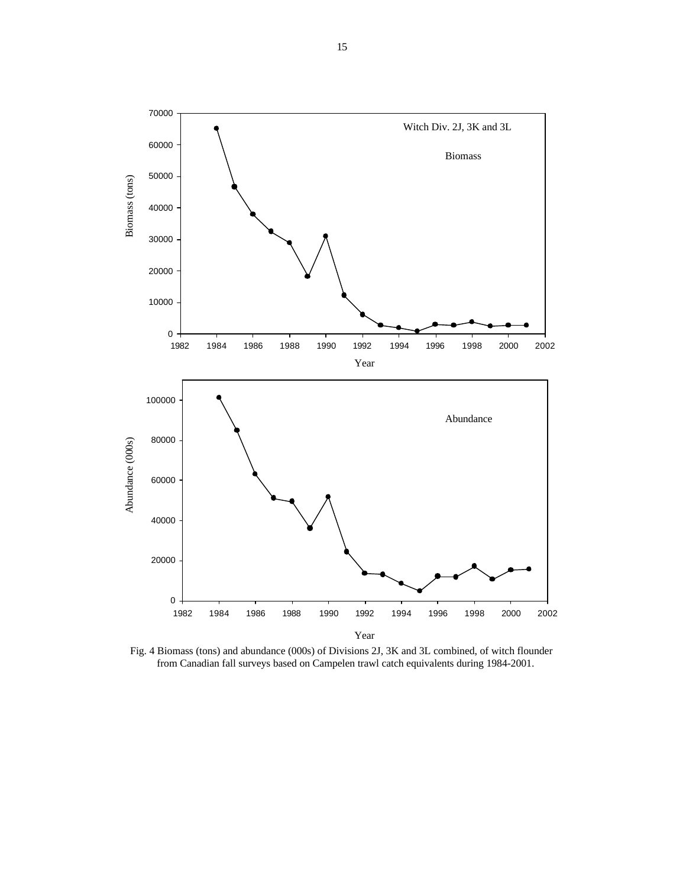Witch Div. 2J, 3K and 3L

Biomass

Biomass (tons)

70000
60000
50000
40000
30000
20000
10000
0

1982 1984 1986 1988 1990 1992 1994 1996 1998 2000 2002

Year

Abundance

Abundance (000s)

100000
80000
60000
40000
20000
0

1982 1984 1986 1988 1990 1992 1994 1996 1998 2000 2002

Year

Fig. 4 Biomass (tons) and abundance (000s) of Divisions 2J, 3K and 3L combined, of witch flounder from Canadian fall surveys based on Campelen trawl catch equivalents during 1984-2001.